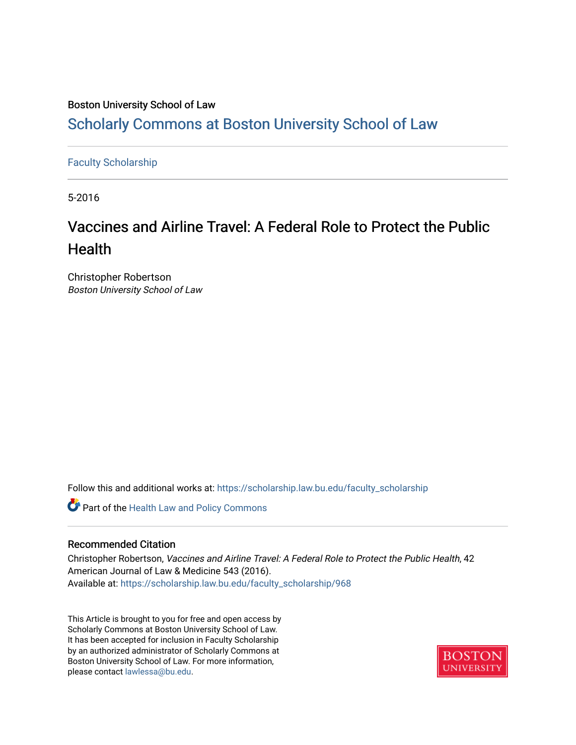Boston University School of Law

# Scholarly Commons at Boston University School of Law

Faculty Scholarship

5-2016

## Vaccines and Airline Travel: A Federal Role to Protect the Public Health

Christopher Robertson
*Boston University School of Law*

Follow this and additional works at: https://scholarship.law.bu.edu/faculty_scholarship

Part of the Health Law and Policy Commons

### Recommended Citation

Christopher Robertson, *Vaccines and Airline Travel: A Federal Role to Protect the Public Health*, 42 American Journal of Law & Medicine 543 (2016).
Available at: https://scholarship.law.bu.edu/faculty_scholarship/968

This Article is brought to you for free and open access by Scholarly Commons at Boston University School of Law. It has been accepted for inclusion in Faculty Scholarship by an authorized administrator of Scholarly Commons at Boston University School of Law. For more information, please contact lawlessa@bu.edu.

BOSTON UNIVERSITY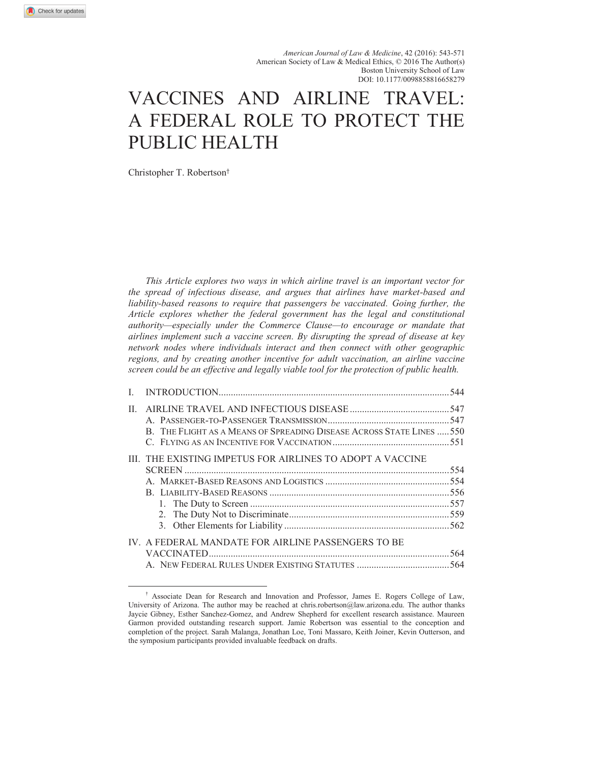American Journal of Law & Medicine, 42 (2016): 543-571
American Society of Law & Medical Ethics, © 2016 The Author(s)
Boston University School of Law
DOI: 10.1177/0098858816658279

# VACCINES AND AIRLINE TRAVEL: A FEDERAL ROLE TO PROTECT THE PUBLIC HEALTH

Christopher T. Robertson†

*This Article explores two ways in which airline travel is an important vector for the spread of infectious disease, and argues that airlines have market-based and liability-based reasons to require that passengers be vaccinated. Going further, the Article explores whether the federal government has the legal and constitutional authority—especially under the Commerce Clause—to encourage or mandate that airlines implement such a vaccine screen. By disrupting the spread of disease at key network nodes where individuals interact and then connect with other geographic regions, and by creating another incentive for adult vaccination, an airline vaccine screen could be an effective and legally viable tool for the protection of public health.*

- I. INTRODUCTION .......... 544
- II. AIRLINE TRAVEL AND INFECTIOUS DISEASE .......... 547
  - A. PASSENGER-TO-PASSENGER TRANSMISSION .......... 547
  - B. THE FLIGHT AS A MEANS OF SPREADING DISEASE ACROSS STATE LINES .......... 550
  - C. FLYING AS AN INCENTIVE FOR VACCINATION .......... 551
- III. THE EXISTING IMPETUS FOR AIRLINES TO ADOPT A VACCINE SCREEN .......... 554
  - A. MARKET-BASED REASONS AND LOGISTICS .......... 554
  - B. LIABILITY-BASED REASONS .......... 556
    - 1. The Duty to Screen .......... 557
    - 2. The Duty Not to Discriminate .......... 559
    - 3. Other Elements for Liability .......... 562
- IV. A FEDERAL MANDATE FOR AIRLINE PASSENGERS TO BE VACCINATED .......... 564
  - A. NEW FEDERAL RULES UNDER EXISTING STATUTES .......... 564

† Associate Dean for Research and Innovation and Professor, James E. Rogers College of Law, University of Arizona. The author may be reached at chris.robertson@law.arizona.edu. The author thanks Jaycie Gibney, Esther Sanchez-Gomez, and Andrew Shepherd for excellent research assistance. Maureen Garmon provided outstanding research support. Jamie Robertson was essential to the conception and completion of the project. Sarah Malanga, Jonathan Loe, Toni Massaro, Keith Joiner, Kevin Outterson, and the symposium participants provided invaluable feedback on drafts.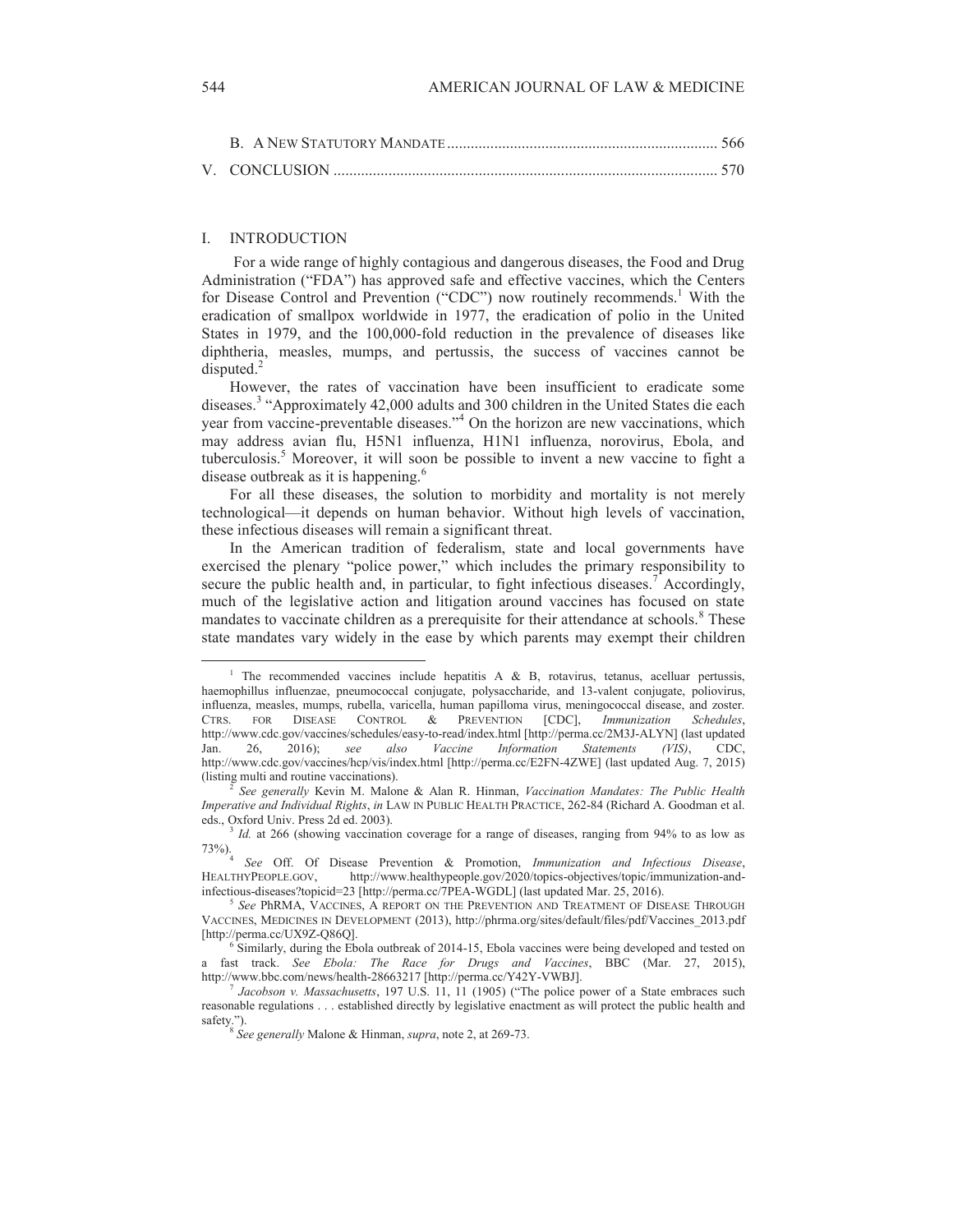B. A NEW STATUTORY MANDATE .................................................................... 566

V. CONCLUSION ................................................................................................ 570

## I. INTRODUCTION

For a wide range of highly contagious and dangerous diseases, the Food and Drug Administration ("FDA") has approved safe and effective vaccines, which the Centers for Disease Control and Prevention ("CDC") now routinely recommends.[1] With the eradication of smallpox worldwide in 1977, the eradication of polio in the United States in 1979, and the 100,000-fold reduction in the prevalence of diseases like diphtheria, measles, mumps, and pertussis, the success of vaccines cannot be disputed.[2]

However, the rates of vaccination have been insufficient to eradicate some diseases.[3] "Approximately 42,000 adults and 300 children in the United States die each year from vaccine-preventable diseases."[4] On the horizon are new vaccinations, which may address avian flu, H5N1 influenza, H1N1 influenza, norovirus, Ebola, and tuberculosis.[5] Moreover, it will soon be possible to invent a new vaccine to fight a disease outbreak as it is happening.[6]

For all these diseases, the solution to morbidity and mortality is not merely technological—it depends on human behavior. Without high levels of vaccination, these infectious diseases will remain a significant threat.

In the American tradition of federalism, state and local governments have exercised the plenary "police power," which includes the primary responsibility to secure the public health and, in particular, to fight infectious diseases.[7] Accordingly, much of the legislative action and litigation around vaccines has focused on state mandates to vaccinate children as a prerequisite for their attendance at schools.[8] These state mandates vary widely in the ease by which parents may exempt their children

---

[1] The recommended vaccines include hepatitis A & B, rotavirus, tetanus, acelluar pertussis, haemophillus influenzae, pneumococcal conjugate, polysaccharide, and 13-valent conjugate, poliovirus, influenza, measles, mumps, rubella, varicella, human papilloma virus, meningococcal disease, and zoster. CTRS. FOR DISEASE CONTROL & PREVENTION [CDC], *Immunization Schedules*, http://www.cdc.gov/vaccines/schedules/easy-to-read/index.html [http://perma.cc/2M3J-ALYN] (last updated Jan. 26, 2016); *see also Vaccine Information Statements (VIS)*, CDC, http://www.cdc.gov/vaccines/hcp/vis/index.html [http://perma.cc/E2FN-4ZWE] (last updated Aug. 7, 2015) (listing multi and routine vaccinations).

[2] *See generally* Kevin M. Malone & Alan R. Hinman, *Vaccination Mandates: The Public Health Imperative and Individual Rights*, *in* LAW IN PUBLIC HEALTH PRACTICE, 262-84 (Richard A. Goodman et al. eds., Oxford Univ. Press 2d ed. 2003).

[3] *Id.* at 266 (showing vaccination coverage for a range of diseases, ranging from 94% to as low as 73%).

[4] *See* Off. Of Disease Prevention & Promotion, *Immunization and Infectious Disease*, HEALTHYPEOPLE.GOV, http://www.healthypeople.gov/2020/topics-objectives/topic/immunization-and-infectious-diseases?topicid=23 [http://perma.cc/7PEA-WGDL] (last updated Mar. 25, 2016).

[5] *See* PhRMA, VACCINES, A REPORT ON THE PREVENTION AND TREATMENT OF DISEASE THROUGH VACCINES, MEDICINES IN DEVELOPMENT (2013), http://phrma.org/sites/default/files/pdf/Vaccines_2013.pdf [http://perma.cc/UX9Z-Q86Q].

[6] Similarly, during the Ebola outbreak of 2014-15, Ebola vaccines were being developed and tested on a fast track. *See Ebola: The Race for Drugs and Vaccines*, BBC (Mar. 27, 2015), http://www.bbc.com/news/health-28663217 [http://perma.cc/Y42Y-VWBJ].

[7] *Jacobson v. Massachusetts*, 197 U.S. 11, 11 (1905) ("The police power of a State embraces such reasonable regulations . . . established directly by legislative enactment as will protect the public health and safety.").

[8] *See generally* Malone & Hinman, *supra*, note 2, at 269-73.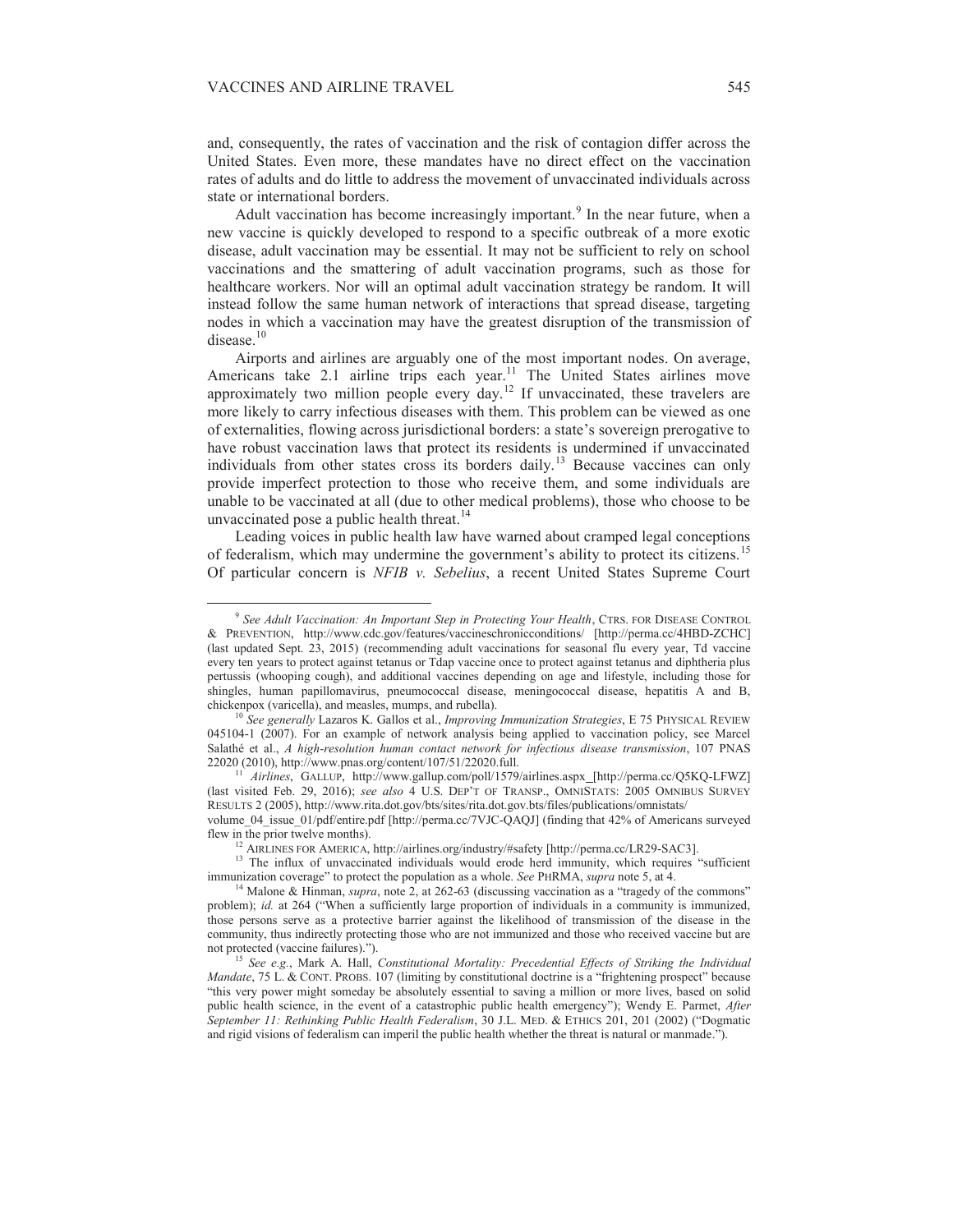and, consequently, the rates of vaccination and the risk of contagion differ across the United States. Even more, these mandates have no direct effect on the vaccination rates of adults and do little to address the movement of unvaccinated individuals across state or international borders.

Adult vaccination has become increasingly important.[9] In the near future, when a new vaccine is quickly developed to respond to a specific outbreak of a more exotic disease, adult vaccination may be essential. It may not be sufficient to rely on school vaccinations and the smattering of adult vaccination programs, such as those for healthcare workers. Nor will an optimal adult vaccination strategy be random. It will instead follow the same human network of interactions that spread disease, targeting nodes in which a vaccination may have the greatest disruption of the transmission of disease.[10]

Airports and airlines are arguably one of the most important nodes. On average, Americans take 2.1 airline trips each year.[11] The United States airlines move approximately two million people every day.[12] If unvaccinated, these travelers are more likely to carry infectious diseases with them. This problem can be viewed as one of externalities, flowing across jurisdictional borders: a state's sovereign prerogative to have robust vaccination laws that protect its residents is undermined if unvaccinated individuals from other states cross its borders daily.[13] Because vaccines can only provide imperfect protection to those who receive them, and some individuals are unable to be vaccinated at all (due to other medical problems), those who choose to be unvaccinated pose a public health threat.[14]

Leading voices in public health law have warned about cramped legal conceptions of federalism, which may undermine the government's ability to protect its citizens.[15] Of particular concern is *NFIB v. Sebelius*, a recent United States Supreme Court

---

[9] *See Adult Vaccination: An Important Step in Protecting Your Health*, CTRS. FOR DISEASE CONTROL & PREVENTION, http://www.cdc.gov/features/vaccineschronicconditions/ [http://perma.cc/4HBD-ZCHC] (last updated Sept. 23, 2015) (recommending adult vaccinations for seasonal flu every year, Td vaccine every ten years to protect against tetanus or Tdap vaccine once to protect against tetanus and diphtheria plus pertussis (whooping cough), and additional vaccines depending on age and lifestyle, including those for shingles, human papillomavirus, pneumococcal disease, meningococcal disease, hepatitis A and B, chickenpox (varicella), and measles, mumps, and rubella).

[10] *See generally* Lazaros K. Gallos et al., *Improving Immunization Strategies*, E 75 PHYSICAL REVIEW 045104-1 (2007). For an example of network analysis being applied to vaccination policy, see Marcel Salathé et al., *A high-resolution human contact network for infectious disease transmission*, 107 PNAS 22020 (2010), http://www.pnas.org/content/107/51/22020.full.

[11] *Airlines*, GALLUP, http://www.gallup.com/poll/1579/airlines.aspx [http://perma.cc/Q5KQ-LFWZ] (last visited Feb. 29, 2016); *see also* 4 U.S. DEP'T OF TRANSP., OMNISTATS: 2005 OMNIBUS SURVEY RESULTS 2 (2005), http://www.rita.dot.gov/bts/sites/rita.dot.gov.bts/files/publications/omnistats/volume_04_issue_01/pdf/entire.pdf [http://perma.cc/7VJC-QAQJ] (finding that 42% of Americans surveyed flew in the prior twelve months).

[12] AIRLINES FOR AMERICA, http://airlines.org/industry/#safety [http://perma.cc/LR29-SAC3].

[13] The influx of unvaccinated individuals would erode herd immunity, which requires "sufficient immunization coverage" to protect the population as a whole. *See* PHRMA, *supra* note 5, at 4.

[14] Malone & Hinman, *supra*, note 2, at 262-63 (discussing vaccination as a "tragedy of the commons" problem); *id.* at 264 ("When a sufficiently large proportion of individuals in a community is immunized, those persons serve as a protective barrier against the likelihood of transmission of the disease in the community, thus indirectly protecting those who are not immunized and those who received vaccine but are not protected (vaccine failures).").

[15] *See e.g.*, Mark A. Hall, *Constitutional Mortality: Precedential Effects of Striking the Individual Mandate*, 75 L. & CONT. PROBS. 107 (limiting by constitutional doctrine is a "frightening prospect" because "this very power might someday be absolutely essential to saving a million or more lives, based on solid public health science, in the event of a catastrophic public health emergency"); Wendy E. Parmet, *After September 11: Rethinking Public Health Federalism*, 30 J.L. MED. & ETHICS 201, 201 (2002) ("Dogmatic and rigid visions of federalism can imperil the public health whether the threat is natural or manmade.").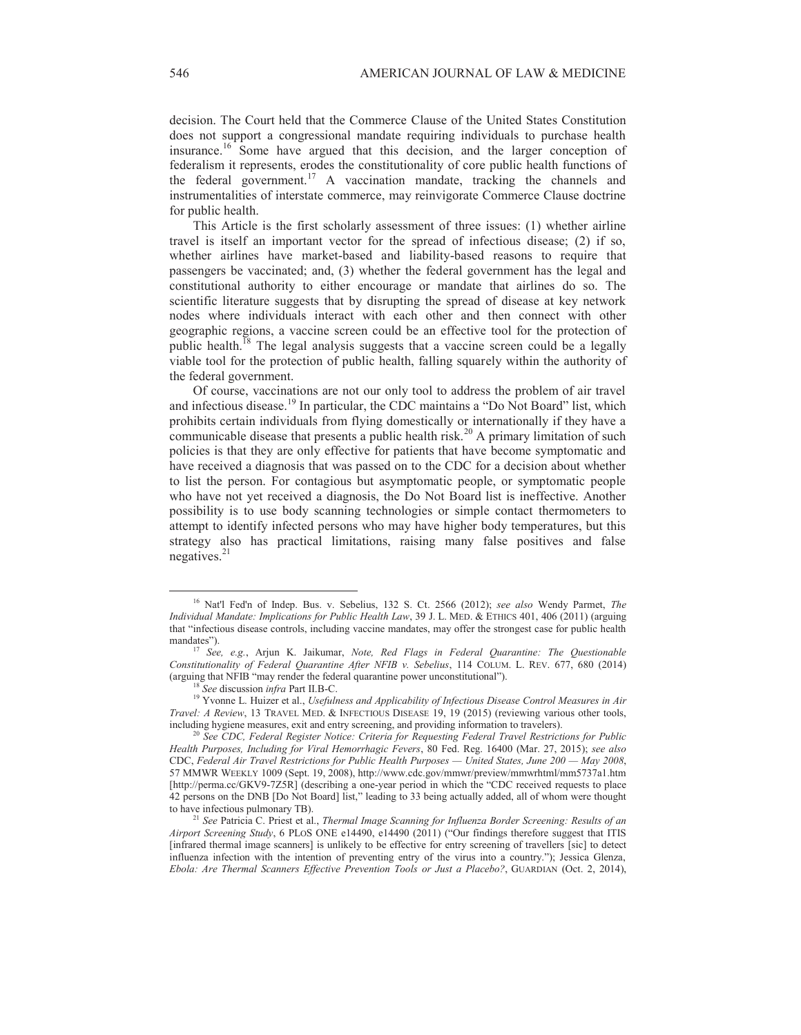decision. The Court held that the Commerce Clause of the United States Constitution does not support a congressional mandate requiring individuals to purchase health insurance.[16] Some have argued that this decision, and the larger conception of federalism it represents, erodes the constitutionality of core public health functions of the federal government.[17] A vaccination mandate, tracking the channels and instrumentalities of interstate commerce, may reinvigorate Commerce Clause doctrine for public health.

This Article is the first scholarly assessment of three issues: (1) whether airline travel is itself an important vector for the spread of infectious disease; (2) if so, whether airlines have market-based and liability-based reasons to require that passengers be vaccinated; and, (3) whether the federal government has the legal and constitutional authority to either encourage or mandate that airlines do so. The scientific literature suggests that by disrupting the spread of disease at key network nodes where individuals interact with each other and then connect with other geographic regions, a vaccine screen could be an effective tool for the protection of public health.[18] The legal analysis suggests that a vaccine screen could be a legally viable tool for the protection of public health, falling squarely within the authority of the federal government.

Of course, vaccinations are not our only tool to address the problem of air travel and infectious disease.[19] In particular, the CDC maintains a "Do Not Board" list, which prohibits certain individuals from flying domestically or internationally if they have a communicable disease that presents a public health risk.[20] A primary limitation of such policies is that they are only effective for patients that have become symptomatic and have received a diagnosis that was passed on to the CDC for a decision about whether to list the person. For contagious but asymptomatic people, or symptomatic people who have not yet received a diagnosis, the Do Not Board list is ineffective. Another possibility is to use body scanning technologies or simple contact thermometers to attempt to identify infected persons who may have higher body temperatures, but this strategy also has practical limitations, raising many false positives and false negatives.[21]

---

[16] Nat'l Fed'n of Indep. Bus. v. Sebelius, 132 S. Ct. 2566 (2012); *see also* Wendy Parmet, *The Individual Mandate: Implications for Public Health Law*, 39 J. L. MED. & ETHICS 401, 406 (2011) (arguing that "infectious disease controls, including vaccine mandates, may offer the strongest case for public health mandates").

[17] *See, e.g.*, Arjun K. Jaikumar, *Note, Red Flags in Federal Quarantine: The Questionable Constitutionality of Federal Quarantine After NFIB v. Sebelius*, 114 COLUM. L. REV. 677, 680 (2014) (arguing that NFIB "may render the federal quarantine power unconstitutional").

[18] *See* discussion *infra* Part II.B-C.

[19] Yvonne L. Huizer et al., *Usefulness and Applicability of Infectious Disease Control Measures in Air Travel: A Review*, 13 TRAVEL MED. & INFECTIOUS DISEASE 19, 19 (2015) (reviewing various other tools, including hygiene measures, exit and entry screening, and providing information to travelers).

[20] *See CDC, Federal Register Notice: Criteria for Requesting Federal Travel Restrictions for Public Health Purposes, Including for Viral Hemorrhagic Fevers*, 80 Fed. Reg. 16400 (Mar. 27, 2015); *see also* CDC, *Federal Air Travel Restrictions for Public Health Purposes — United States, June 200 — May 2008*, 57 MMWR WEEKLY 1009 (Sept. 19, 2008), http://www.cdc.gov/mmwr/preview/mmwrhtml/mm5737a1.htm [http://perma.cc/GKV9-7Z5R] (describing a one-year period in which the "CDC received requests to place 42 persons on the DNB [Do Not Board] list," leading to 33 being actually added, all of whom were thought to have infectious pulmonary TB).

[21] *See* Patricia C. Priest et al., *Thermal Image Scanning for Influenza Border Screening: Results of an Airport Screening Study*, 6 PLOS ONE e14490, e14490 (2011) ("Our findings therefore suggest that ITIS [infrared thermal image scanners] is unlikely to be effective for entry screening of travellers [sic] to detect influenza infection with the intention of preventing entry of the virus into a country."); Jessica Glenza, *Ebola: Are Thermal Scanners Effective Prevention Tools or Just a Placebo?*, GUARDIAN (Oct. 2, 2014),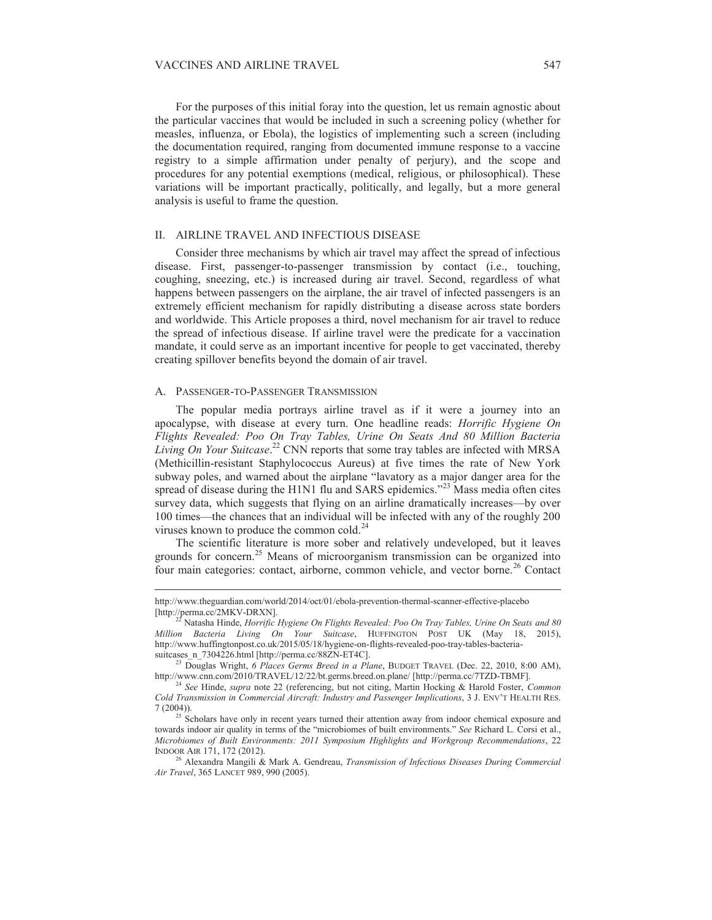For the purposes of this initial foray into the question, let us remain agnostic about the particular vaccines that would be included in such a screening policy (whether for measles, influenza, or Ebola), the logistics of implementing such a screen (including the documentation required, ranging from documented immune response to a vaccine registry to a simple affirmation under penalty of perjury), and the scope and procedures for any potential exemptions (medical, religious, or philosophical). These variations will be important practically, politically, and legally, but a more general analysis is useful to frame the question.

## II. AIRLINE TRAVEL AND INFECTIOUS DISEASE

Consider three mechanisms by which air travel may affect the spread of infectious disease. First, passenger-to-passenger transmission by contact (i.e., touching, coughing, sneezing, etc.) is increased during air travel. Second, regardless of what happens between passengers on the airplane, the air travel of infected passengers is an extremely efficient mechanism for rapidly distributing a disease across state borders and worldwide. This Article proposes a third, novel mechanism for air travel to reduce the spread of infectious disease. If airline travel were the predicate for a vaccination mandate, it could serve as an important incentive for people to get vaccinated, thereby creating spillover benefits beyond the domain of air travel.

### A. PASSENGER-TO-PASSENGER TRANSMISSION

The popular media portrays airline travel as if it were a journey into an apocalypse, with disease at every turn. One headline reads: *Horrific Hygiene On Flights Revealed: Poo On Tray Tables, Urine On Seats And 80 Million Bacteria Living On Your Suitcase*.[22] CNN reports that some tray tables are infected with MRSA (Methicillin-resistant Staphylococcus Aureus) at five times the rate of New York subway poles, and warned about the airplane "lavatory as a major danger area for the spread of disease during the H1N1 flu and SARS epidemics."[23] Mass media often cites survey data, which suggests that flying on an airline dramatically increases—by over 100 times—the chances that an individual will be infected with any of the roughly 200 viruses known to produce the common cold.[24]

The scientific literature is more sober and relatively undeveloped, but it leaves grounds for concern.[25] Means of microorganism transmission can be organized into four main categories: contact, airborne, common vehicle, and vector borne.[26] Contact

---

http://www.theguardian.com/world/2014/oct/01/ebola-prevention-thermal-scanner-effective-placebo [http://perma.cc/2MKV-DRXN].

[22] Natasha Hinde, *Horrific Hygiene On Flights Revealed: Poo On Tray Tables, Urine On Seats and 80 Million Bacteria Living On Your Suitcase*, HUFFINGTON POST UK (May 18, 2015), http://www.huffingtonpost.co.uk/2015/05/18/hygiene-on-flights-revealed-poo-tray-tables-bacteria-suitcases_n_7304226.html [http://perma.cc/88ZN-ET4C].

[23] Douglas Wright, *6 Places Germs Breed in a Plane*, BUDGET TRAVEL (Dec. 22, 2010, 8:00 AM), http://www.cnn.com/2010/TRAVEL/12/22/bt.germs.breed.on.plane/ [http://perma.cc/7TZD-TBMF].

[24] *See* Hinde, *supra* note 22 (referencing, but not citing, Martin Hocking & Harold Foster, *Common Cold Transmission in Commercial Aircraft: Industry and Passenger Implications*, 3 J. ENV'T HEALTH RES. 7 (2004)).

[25] Scholars have only in recent years turned their attention away from indoor chemical exposure and towards indoor air quality in terms of the "microbiomes of built environments." *See* Richard L. Corsi et al., *Microbiomes of Built Environments: 2011 Symposium Highlights and Workgroup Recommendations*, 22 INDOOR AIR 171, 172 (2012).

[26] Alexandra Mangili & Mark A. Gendreau, *Transmission of Infectious Diseases During Commercial Air Travel*, 365 LANCET 989, 990 (2005).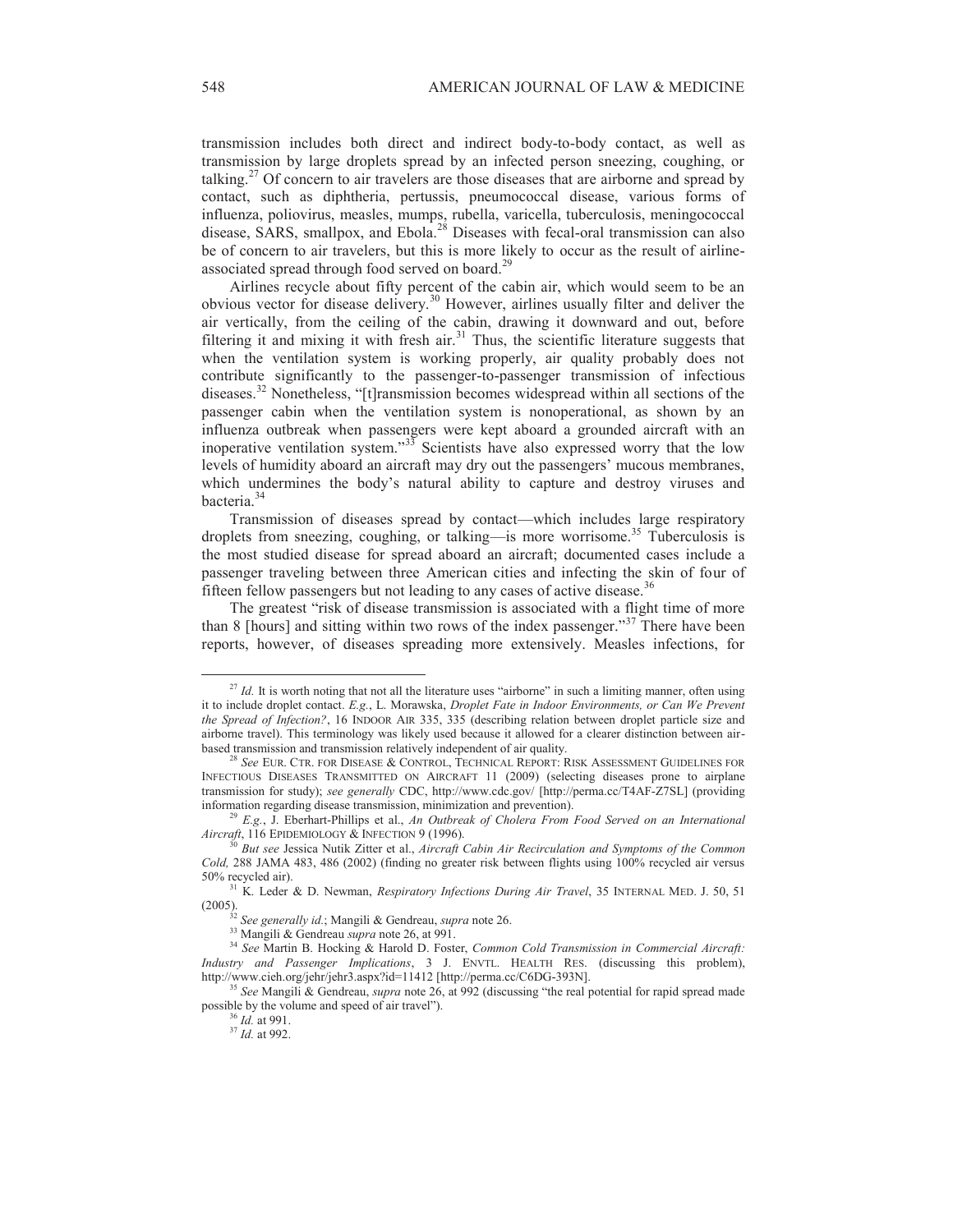transmission includes both direct and indirect body-to-body contact, as well as transmission by large droplets spread by an infected person sneezing, coughing, or talking.[27] Of concern to air travelers are those diseases that are airborne and spread by contact, such as diphtheria, pertussis, pneumococcal disease, various forms of influenza, poliovirus, measles, mumps, rubella, varicella, tuberculosis, meningococcal disease, SARS, smallpox, and Ebola.[28] Diseases with fecal-oral transmission can also be of concern to air travelers, but this is more likely to occur as the result of airline-associated spread through food served on board.[29]

Airlines recycle about fifty percent of the cabin air, which would seem to be an obvious vector for disease delivery.[30] However, airlines usually filter and deliver the air vertically, from the ceiling of the cabin, drawing it downward and out, before filtering it and mixing it with fresh air.[31] Thus, the scientific literature suggests that when the ventilation system is working properly, air quality probably does not contribute significantly to the passenger-to-passenger transmission of infectious diseases.[32] Nonetheless, "[t]ransmission becomes widespread within all sections of the passenger cabin when the ventilation system is nonoperational, as shown by an influenza outbreak when passengers were kept aboard a grounded aircraft with an inoperative ventilation system."[33] Scientists have also expressed worry that the low levels of humidity aboard an aircraft may dry out the passengers' mucous membranes, which undermines the body's natural ability to capture and destroy viruses and bacteria.[34]

Transmission of diseases spread by contact—which includes large respiratory droplets from sneezing, coughing, or talking—is more worrisome.[35] Tuberculosis is the most studied disease for spread aboard an aircraft; documented cases include a passenger traveling between three American cities and infecting the skin of four of fifteen fellow passengers but not leading to any cases of active disease.[36]

The greatest "risk of disease transmission is associated with a flight time of more than 8 [hours] and sitting within two rows of the index passenger."[37] There have been reports, however, of diseases spreading more extensively. Measles infections, for

---

[27] *Id.* It is worth noting that not all the literature uses "airborne" in such a limiting manner, often using it to include droplet contact. *E.g.*, L. Morawska, *Droplet Fate in Indoor Environments, or Can We Prevent the Spread of Infection?*, 16 INDOOR AIR 335, 335 (describing relation between droplet particle size and airborne travel). This terminology was likely used because it allowed for a clearer distinction between air-based transmission and transmission relatively independent of air quality.

[28] *See* EUR. CTR. FOR DISEASE & CONTROL, TECHNICAL REPORT: RISK ASSESSMENT GUIDELINES FOR INFECTIOUS DISEASES TRANSMITTED ON AIRCRAFT 11 (2009) (selecting diseases prone to airplane transmission for study); *see generally* CDC, http://www.cdc.gov/ [http://perma.cc/T4AF-Z7SL] (providing information regarding disease transmission, minimization and prevention).

[29] *E.g.*, J. Eberhart-Phillips et al., *An Outbreak of Cholera From Food Served on an International Aircraft*, 116 EPIDEMIOLOGY & INFECTION 9 (1996).

[30] *But see* Jessica Nutik Zitter et al., *Aircraft Cabin Air Recirculation and Symptoms of the Common Cold,* 288 JAMA 483, 486 (2002) (finding no greater risk between flights using 100% recycled air versus 50% recycled air).

[31] K. Leder & D. Newman, *Respiratory Infections During Air Travel*, 35 INTERNAL MED. J. 50, 51 (2005).

[32] *See generally id.*; Mangili & Gendreau, *supra* note 26.

[33] Mangili & Gendreau *supra* note 26, at 991.

[34] *See* Martin B. Hocking & Harold D. Foster, *Common Cold Transmission in Commercial Aircraft: Industry and Passenger Implications*, 3 J. ENVTL. HEALTH RES. (discussing this problem), http://www.cieh.org/jehr/jehr3.aspx?id=11412 [http://perma.cc/C6DG-393N].

[35] *See* Mangili & Gendreau, *supra* note 26, at 992 (discussing "the real potential for rapid spread made possible by the volume and speed of air travel").

[36] *Id.* at 991.

[37] *Id.* at 992.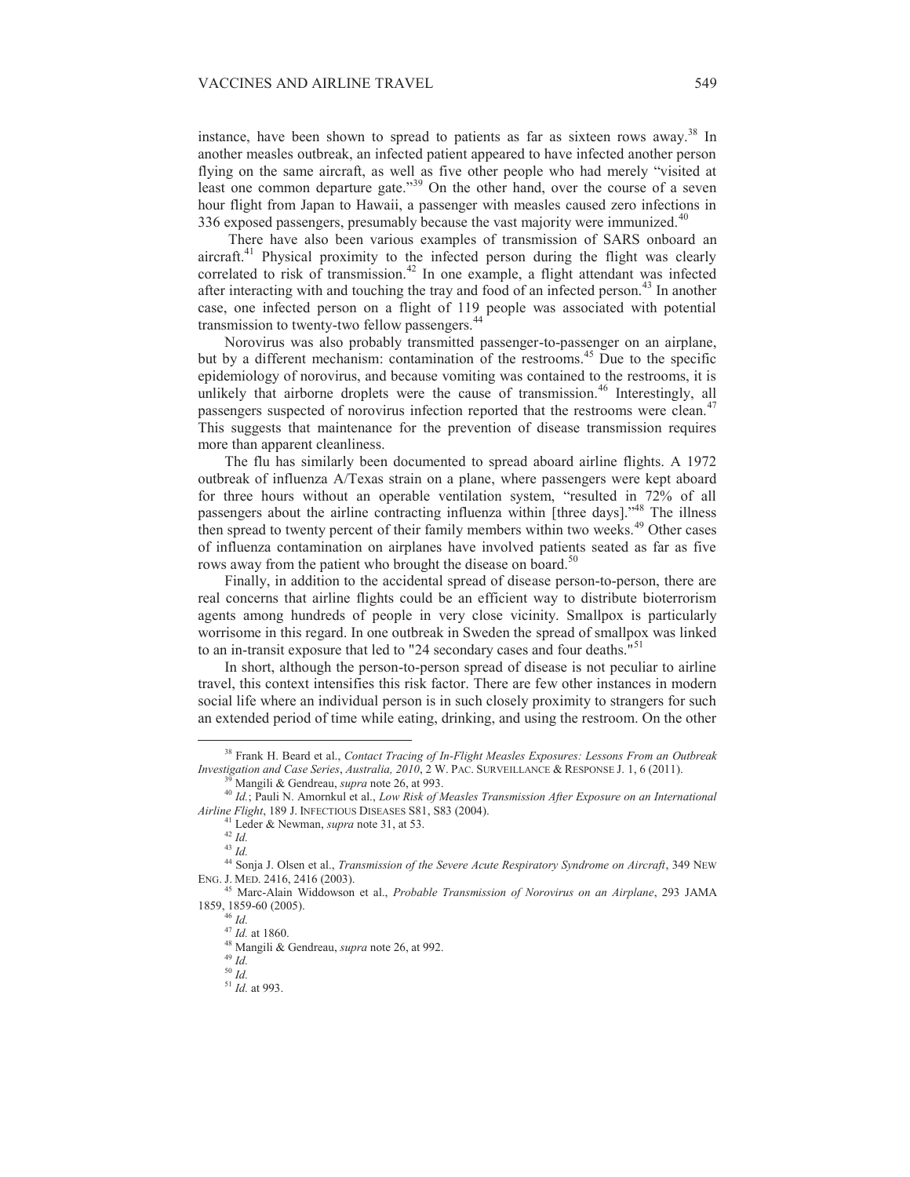instance, have been shown to spread to patients as far as sixteen rows away.[38] In another measles outbreak, an infected patient appeared to have infected another person flying on the same aircraft, as well as five other people who had merely "visited at least one common departure gate."[39] On the other hand, over the course of a seven hour flight from Japan to Hawaii, a passenger with measles caused zero infections in 336 exposed passengers, presumably because the vast majority were immunized.[40]

There have also been various examples of transmission of SARS onboard an aircraft.[41] Physical proximity to the infected person during the flight was clearly correlated to risk of transmission.[42] In one example, a flight attendant was infected after interacting with and touching the tray and food of an infected person.[43] In another case, one infected person on a flight of 119 people was associated with potential transmission to twenty-two fellow passengers.[44]

Norovirus was also probably transmitted passenger-to-passenger on an airplane, but by a different mechanism: contamination of the restrooms.[45] Due to the specific epidemiology of norovirus, and because vomiting was contained to the restrooms, it is unlikely that airborne droplets were the cause of transmission.[46] Interestingly, all passengers suspected of norovirus infection reported that the restrooms were clean.[47] This suggests that maintenance for the prevention of disease transmission requires more than apparent cleanliness.

The flu has similarly been documented to spread aboard airline flights. A 1972 outbreak of influenza A/Texas strain on a plane, where passengers were kept aboard for three hours without an operable ventilation system, "resulted in 72% of all passengers about the airline contracting influenza within [three days]."[48] The illness then spread to twenty percent of their family members within two weeks.[49] Other cases of influenza contamination on airplanes have involved patients seated as far as five rows away from the patient who brought the disease on board.[50]

Finally, in addition to the accidental spread of disease person-to-person, there are real concerns that airline flights could be an efficient way to distribute bioterrorism agents among hundreds of people in very close vicinity. Smallpox is particularly worrisome in this regard. In one outbreak in Sweden the spread of smallpox was linked to an in-transit exposure that led to "24 secondary cases and four deaths."[51]

In short, although the person-to-person spread of disease is not peculiar to airline travel, this context intensifies this risk factor. There are few other instances in modern social life where an individual person is in such closely proximity to strangers for such an extended period of time while eating, drinking, and using the restroom. On the other

---

[38] Frank H. Beard et al., *Contact Tracing of In-Flight Measles Exposures: Lessons From an Outbreak Investigation and Case Series, Australia, 2010*, 2 W. PAC. SURVEILLANCE & RESPONSE J. 1, 6 (2011).

[39] Mangili & Gendreau, *supra* note 26, at 993.

[40] *Id.*; Pauli N. Amornkul et al., *Low Risk of Measles Transmission After Exposure on an International Airline Flight*, 189 J. INFECTIOUS DISEASES S81, S83 (2004).

[41] Leder & Newman, *supra* note 31, at 53.

[42] *Id.*

[43] *Id.*

[44] Sonja J. Olsen et al., *Transmission of the Severe Acute Respiratory Syndrome on Aircraft*, 349 NEW ENG. J. MED. 2416, 2416 (2003).

[45] Marc-Alain Widdowson et al., *Probable Transmission of Norovirus on an Airplane*, 293 JAMA 1859, 1859-60 (2005).

[46] *Id.*

[47] *Id.* at 1860.

[48] Mangili & Gendreau, *supra* note 26, at 992.

[49] *Id.*

[50] *Id.*

[51] *Id.* at 993.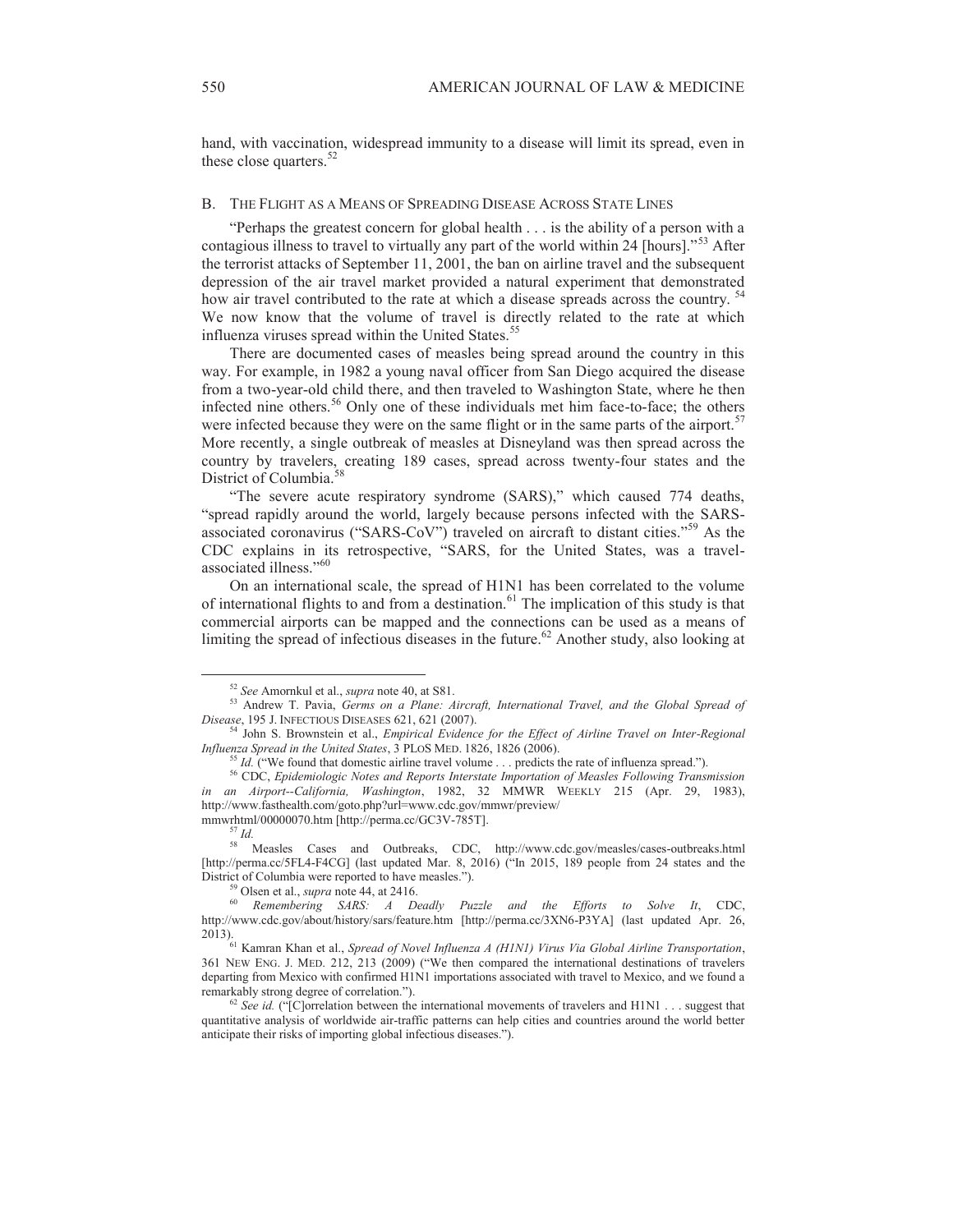hand, with vaccination, widespread immunity to a disease will limit its spread, even in these close quarters.[52]

### B. The Flight as a Means of Spreading Disease Across State Lines

"Perhaps the greatest concern for global health . . . is the ability of a person with a contagious illness to travel to virtually any part of the world within 24 [hours]."[53] After the terrorist attacks of September 11, 2001, the ban on airline travel and the subsequent depression of the air travel market provided a natural experiment that demonstrated how air travel contributed to the rate at which a disease spreads across the country.[54] We now know that the volume of travel is directly related to the rate at which influenza viruses spread within the United States.[55]

There are documented cases of measles being spread around the country in this way. For example, in 1982 a young naval officer from San Diego acquired the disease from a two-year-old child there, and then traveled to Washington State, where he then infected nine others.[56] Only one of these individuals met him face-to-face; the others were infected because they were on the same flight or in the same parts of the airport.[57] More recently, a single outbreak of measles at Disneyland was then spread across the country by travelers, creating 189 cases, spread across twenty-four states and the District of Columbia.[58]

"The severe acute respiratory syndrome (SARS)," which caused 774 deaths, "spread rapidly around the world, largely because persons infected with the SARS-associated coronavirus ("SARS-CoV") traveled on aircraft to distant cities."[59] As the CDC explains in its retrospective, "SARS, for the United States, was a travel-associated illness."[60]

On an international scale, the spread of H1N1 has been correlated to the volume of international flights to and from a destination.[61] The implication of this study is that commercial airports can be mapped and the connections can be used as a means of limiting the spread of infectious diseases in the future.[62] Another study, also looking at

---

[52] *See* Amornkul et al., *supra* note 40, at S81.

[53] Andrew T. Pavia, *Germs on a Plane: Aircraft, International Travel, and the Global Spread of Disease*, 195 J. INFECTIOUS DISEASES 621, 621 (2007).

[54] John S. Brownstein et al., *Empirical Evidence for the Effect of Airline Travel on Inter-Regional Influenza Spread in the United States*, 3 PLOS MED. 1826, 1826 (2006).

[55] *Id.* ("We found that domestic airline travel volume . . . predicts the rate of influenza spread.").

[56] CDC, *Epidemiologic Notes and Reports Interstate Importation of Measles Following Transmission in an Airport--California, Washington*, 1982, 32 MMWR WEEKLY 215 (Apr. 29, 1983), http://www.fasthealth.com/goto.php?url=www.cdc.gov/mmwr/preview/mmwrhtml/00000070.htm [http://perma.cc/GC3V-785T].

[57] *Id.*

[58] Measles Cases and Outbreaks, CDC, http://www.cdc.gov/measles/cases-outbreaks.html [http://perma.cc/5FL4-F4CG] (last updated Mar. 8, 2016) ("In 2015, 189 people from 24 states and the District of Columbia were reported to have measles.").

[59] Olsen et al., *supra* note 44, at 2416.

[60] *Remembering SARS: A Deadly Puzzle and the Efforts to Solve It*, CDC, http://www.cdc.gov/about/history/sars/feature.htm [http://perma.cc/3XN6-P3YA] (last updated Apr. 26, 2013).

[61] Kamran Khan et al., *Spread of Novel Influenza A (H1N1) Virus Via Global Airline Transportation*, 361 NEW ENG. J. MED. 212, 213 (2009) ("We then compared the international destinations of travelers departing from Mexico with confirmed H1N1 importations associated with travel to Mexico, and we found a remarkably strong degree of correlation.").

[62] *See id.* ("[C]orrelation between the international movements of travelers and H1N1 . . . suggest that quantitative analysis of worldwide air-traffic patterns can help cities and countries around the world better anticipate their risks of importing global infectious diseases.").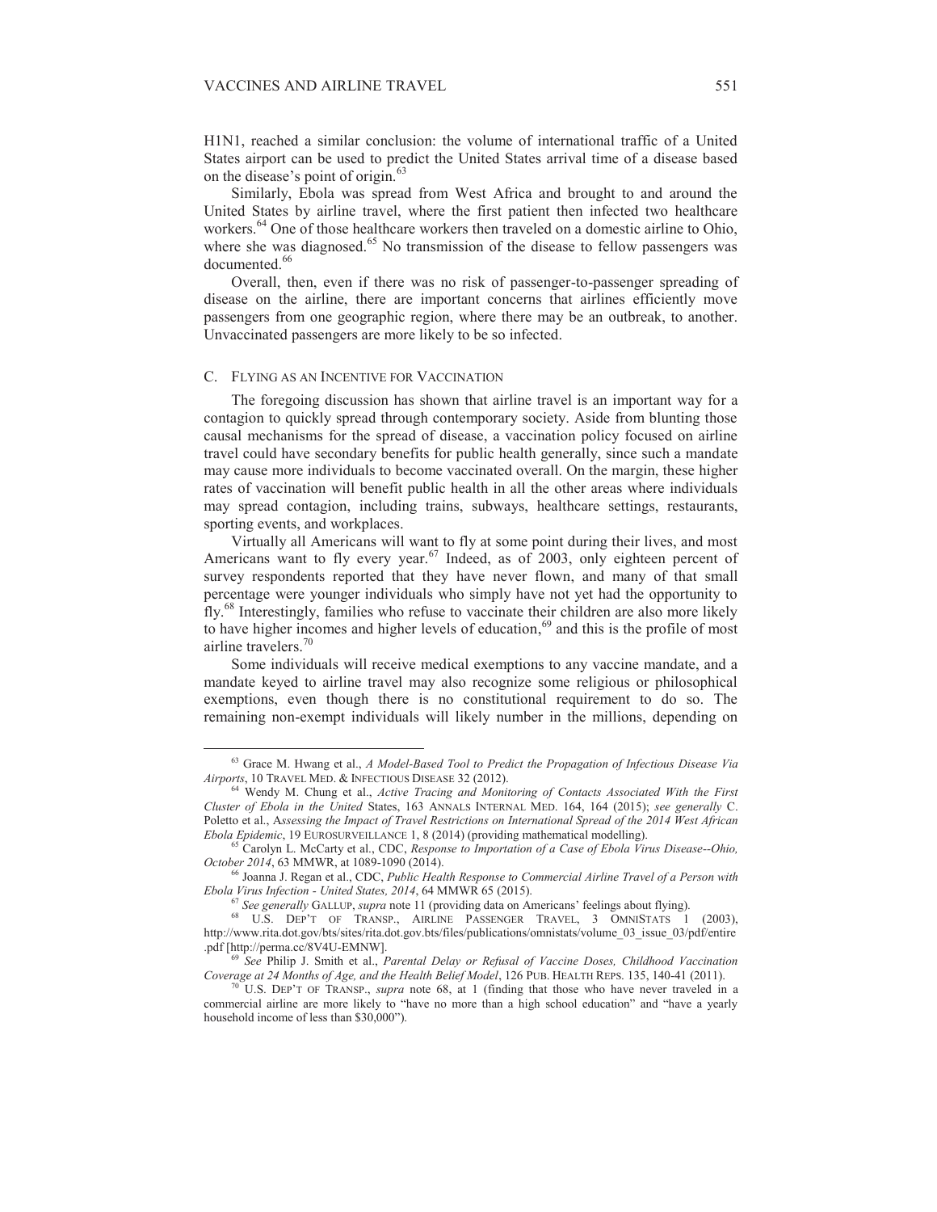H1N1, reached a similar conclusion: the volume of international traffic of a United States airport can be used to predict the United States arrival time of a disease based on the disease's point of origin.[63]

Similarly, Ebola was spread from West Africa and brought to and around the United States by airline travel, where the first patient then infected two healthcare workers.[64] One of those healthcare workers then traveled on a domestic airline to Ohio, where she was diagnosed.[65] No transmission of the disease to fellow passengers was documented.[66]

Overall, then, even if there was no risk of passenger-to-passenger spreading of disease on the airline, there are important concerns that airlines efficiently move passengers from one geographic region, where there may be an outbreak, to another. Unvaccinated passengers are more likely to be so infected.

### C. Flying as an Incentive for Vaccination

The foregoing discussion has shown that airline travel is an important way for a contagion to quickly spread through contemporary society. Aside from blunting those causal mechanisms for the spread of disease, a vaccination policy focused on airline travel could have secondary benefits for public health generally, since such a mandate may cause more individuals to become vaccinated overall. On the margin, these higher rates of vaccination will benefit public health in all the other areas where individuals may spread contagion, including trains, subways, healthcare settings, restaurants, sporting events, and workplaces.

Virtually all Americans will want to fly at some point during their lives, and most Americans want to fly every year.[67] Indeed, as of 2003, only eighteen percent of survey respondents reported that they have never flown, and many of that small percentage were younger individuals who simply have not yet had the opportunity to fly.[68] Interestingly, families who refuse to vaccinate their children are also more likely to have higher incomes and higher levels of education,[69] and this is the profile of most airline travelers.[70]

Some individuals will receive medical exemptions to any vaccine mandate, and a mandate keyed to airline travel may also recognize some religious or philosophical exemptions, even though there is no constitutional requirement to do so. The remaining non-exempt individuals will likely number in the millions, depending on

---

[63] Grace M. Hwang et al., *A Model-Based Tool to Predict the Propagation of Infectious Disease Via Airports*, 10 Travel Med. & Infectious Disease 32 (2012).

[64] Wendy M. Chung et al., *Active Tracing and Monitoring of Contacts Associated With the First Cluster of Ebola in the United* States, 163 Annals Internal Med. 164, 164 (2015); *see generally* C. Poletto et al., A*ssessing the Impact of Travel Restrictions on International Spread of the 2014 West African Ebola Epidemic*, 19 Eurosurveillance 1, 8 (2014) (providing mathematical modelling).

[65] Carolyn L. McCarty et al., CDC, *Response to Importation of a Case of Ebola Virus Disease--Ohio, October 2014*, 63 MMWR, at 1089-1090 (2014).

[66] Joanna J. Regan et al., CDC, *Public Health Response to Commercial Airline Travel of a Person with Ebola Virus Infection - United States, 2014*, 64 MMWR 65 (2015).

[67] *See generally* Gallup, *supra* note 11 (providing data on Americans' feelings about flying).

[68] U.S. Dep't of Transp., Airline Passenger Travel, 3 OmniStats 1 (2003), http://www.rita.dot.gov/bts/sites/rita.dot.gov.bts/files/publications/omnistats/volume_03_issue_03/pdf/entire.pdf [http://perma.cc/8V4U-EMNW].

[69] *See* Philip J. Smith et al., *Parental Delay or Refusal of Vaccine Doses, Childhood Vaccination Coverage at 24 Months of Age, and the Health Belief Model*, 126 Pub. Health Reps. 135, 140-41 (2011).

[70] U.S. Dep't of Transp., *supra* note 68, at 1 (finding that those who have never traveled in a commercial airline are more likely to "have no more than a high school education" and "have a yearly household income of less than $30,000").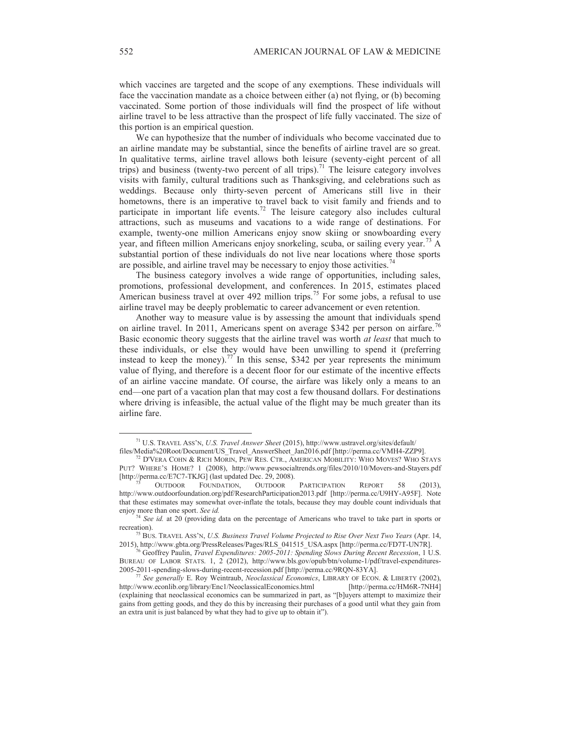which vaccines are targeted and the scope of any exemptions. These individuals will face the vaccination mandate as a choice between either (a) not flying, or (b) becoming vaccinated. Some portion of those individuals will find the prospect of life without airline travel to be less attractive than the prospect of life fully vaccinated. The size of this portion is an empirical question.

We can hypothesize that the number of individuals who become vaccinated due to an airline mandate may be substantial, since the benefits of airline travel are so great. In qualitative terms, airline travel allows both leisure (seventy-eight percent of all trips) and business (twenty-two percent of all trips).[71] The leisure category involves visits with family, cultural traditions such as Thanksgiving, and celebrations such as weddings. Because only thirty-seven percent of Americans still live in their hometowns, there is an imperative to travel back to visit family and friends and to participate in important life events.[72] The leisure category also includes cultural attractions, such as museums and vacations to a wide range of destinations. For example, twenty-one million Americans enjoy snow skiing or snowboarding every year, and fifteen million Americans enjoy snorkeling, scuba, or sailing every year.[73] A substantial portion of these individuals do not live near locations where those sports are possible, and airline travel may be necessary to enjoy those activities.[74]

The business category involves a wide range of opportunities, including sales, promotions, professional development, and conferences. In 2015, estimates placed American business travel at over 492 million trips.[75] For some jobs, a refusal to use airline travel may be deeply problematic to career advancement or even retention.

Another way to measure value is by assessing the amount that individuals spend on airline travel. In 2011, Americans spent on average $342 per person on airfare.[76] Basic economic theory suggests that the airline travel was worth *at least* that much to these individuals, or else they would have been unwilling to spend it (preferring instead to keep the money).[77] In this sense, $342 per year represents the minimum value of flying, and therefore is a decent floor for our estimate of the incentive effects of an airline vaccine mandate. Of course, the airfare was likely only a means to an end—one part of a vacation plan that may cost a few thousand dollars. For destinations where driving is infeasible, the actual value of the flight may be much greater than its airline fare.

---

[71] U.S. TRAVEL ASS'N, *U.S. Travel Answer Sheet* (2015), http://www.ustravel.org/sites/default/files/Media%20Root/Document/US_Travel_AnswerSheet_Jan2016.pdf [http://perma.cc/VMH4-ZZP9].

[72] D'VERA COHN & RICH MORIN, PEW RES. CTR., AMERICAN MOBILITY: WHO MOVES? WHO STAYS PUT? WHERE'S HOME? 1 (2008), http://www.pewsocialtrends.org/files/2010/10/Movers-and-Stayers.pdf [http://perma.cc/E7C7-TKJG] (last updated Dec. 29, 2008).

[73] OUTDOOR FOUNDATION, OUTDOOR PARTICIPATION REPORT 58 (2013), http://www.outdoorfoundation.org/pdf/ResearchParticipation2013.pdf [http://perma.cc/U9HY-A95F]. Note that these estimates may somewhat over-inflate the totals, because they may double count individuals that enjoy more than one sport. *See id.*

[74] *See id.* at 20 (providing data on the percentage of Americans who travel to take part in sports or recreation).

[75] BUS. TRAVEL ASS'N, *U.S. Business Travel Volume Projected to Rise Over Next Two Years* (Apr. 14, 2015), http://www.gbta.org/PressReleases/Pages/RLS_041515_USA.aspx [http://perma.cc/FD7T-UN7R].

[76] Geoffrey Paulin, *Travel Expenditures: 2005-2011: Spending Slows During Recent Recession*, 1 U.S. BUREAU OF LABOR STATS. 1, 2 (2012), http://www.bls.gov/opub/btn/volume-1/pdf/travel-expenditures-2005-2011-spending-slows-during-recent-recession.pdf [http://perma.cc/9RQN-83YA].

[77] *See generally* E. Roy Weintraub, *Neoclassical Economics*, LIBRARY OF ECON. & LIBERTY (2002), http://www.econlib.org/library/Enc1/NeoclassicalEconomics.html [http://perma.cc/HM6R-7NH4] (explaining that neoclassical economics can be summarized in part, as "[b]uyers attempt to maximize their gains from getting goods, and they do this by increasing their purchases of a good until what they gain from an extra unit is just balanced by what they had to give up to obtain it").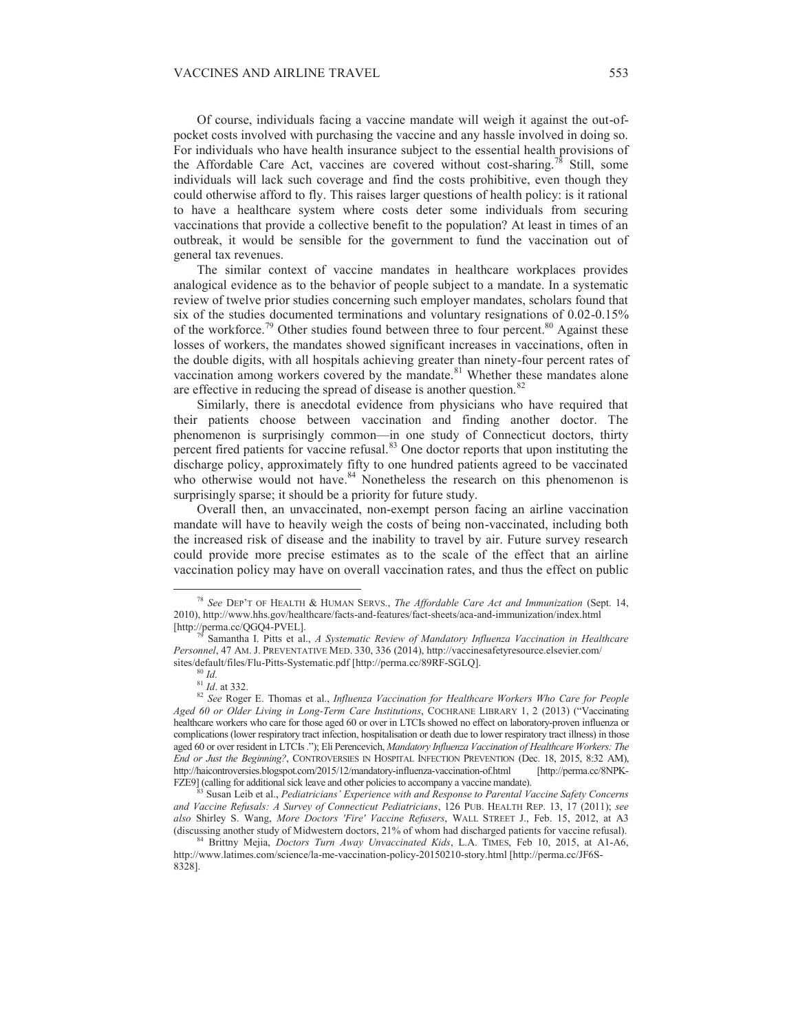Of course, individuals facing a vaccine mandate will weigh it against the out-of-pocket costs involved with purchasing the vaccine and any hassle involved in doing so. For individuals who have health insurance subject to the essential health provisions of the Affordable Care Act, vaccines are covered without cost-sharing.[78] Still, some individuals will lack such coverage and find the costs prohibitive, even though they could otherwise afford to fly. This raises larger questions of health policy: is it rational to have a healthcare system where costs deter some individuals from securing vaccinations that provide a collective benefit to the population? At least in times of an outbreak, it would be sensible for the government to fund the vaccination out of general tax revenues.

The similar context of vaccine mandates in healthcare workplaces provides analogical evidence as to the behavior of people subject to a mandate. In a systematic review of twelve prior studies concerning such employer mandates, scholars found that six of the studies documented terminations and voluntary resignations of 0.02-0.15% of the workforce.[79] Other studies found between three to four percent.[80] Against these losses of workers, the mandates showed significant increases in vaccinations, often in the double digits, with all hospitals achieving greater than ninety-four percent rates of vaccination among workers covered by the mandate.[81] Whether these mandates alone are effective in reducing the spread of disease is another question.[82]

Similarly, there is anecdotal evidence from physicians who have required that their patients choose between vaccination and finding another doctor. The phenomenon is surprisingly common—in one study of Connecticut doctors, thirty percent fired patients for vaccine refusal.[83] One doctor reports that upon instituting the discharge policy, approximately fifty to one hundred patients agreed to be vaccinated who otherwise would not have.[84] Nonetheless the research on this phenomenon is surprisingly sparse; it should be a priority for future study.

Overall then, an unvaccinated, non-exempt person facing an airline vaccination mandate will have to heavily weigh the costs of being non-vaccinated, including both the increased risk of disease and the inability to travel by air. Future survey research could provide more precise estimates as to the scale of the effect that an airline vaccination policy may have on overall vaccination rates, and thus the effect on public

---

[78] *See* DEP'T OF HEALTH & HUMAN SERVS., *The Affordable Care Act and Immunization* (Sept. 14, 2010), http://www.hhs.gov/healthcare/facts-and-features/fact-sheets/aca-and-immunization/index.html [http://perma.cc/QGQ4-PVEL].

[79] Samantha I. Pitts et al., *A Systematic Review of Mandatory Influenza Vaccination in Healthcare Personnel*, 47 AM. J. PREVENTATIVE MED. 330, 336 (2014), http://vaccinesafetyresource.elsevier.com/sites/default/files/Flu-Pitts-Systematic.pdf [http://perma.cc/89RF-SGLQ].

[80] *Id.*

[81] *Id*. at 332.

[82] *See* Roger E. Thomas et al., *Influenza Vaccination for Healthcare Workers Who Care for People Aged 60 or Older Living in Long-Term Care Institutions*, COCHRANE LIBRARY 1, 2 (2013) ("Vaccinating healthcare workers who care for those aged 60 or over in LTCIs showed no effect on laboratory-proven influenza or complications (lower respiratory tract infection, hospitalisation or death due to lower respiratory tract illness) in those aged 60 or over resident in LTCIs ."); Eli Perencevich, *Mandatory Influenza Vaccination of Healthcare Workers: The End or Just the Beginning?*, CONTROVERSIES IN HOSPITAL INFECTION PREVENTION (Dec. 18, 2015, 8:32 AM), http://haicontroversies.blogspot.com/2015/12/mandatory-influenza-vaccination-of.html [http://perma.cc/8NPK-FZE9] (calling for additional sick leave and other policies to accompany a vaccine mandate).

[83] Susan Leib et al., *Pediatricians' Experience with and Response to Parental Vaccine Safety Concerns and Vaccine Refusals: A Survey of Connecticut Pediatricians*, 126 PUB. HEALTH REP. 13, 17 (2011); *see also* Shirley S. Wang, *More Doctors 'Fire' Vaccine Refusers*, WALL STREET J., Feb. 15, 2012, at A3 (discussing another study of Midwestern doctors, 21% of whom had discharged patients for vaccine refusal).

[84] Brittny Mejia, *Doctors Turn Away Unvaccinated Kids*, L.A. TIMES, Feb 10, 2015, at A1-A6, http://www.latimes.com/science/la-me-vaccination-policy-20150210-story.html [http://perma.cc/JF6S-8328].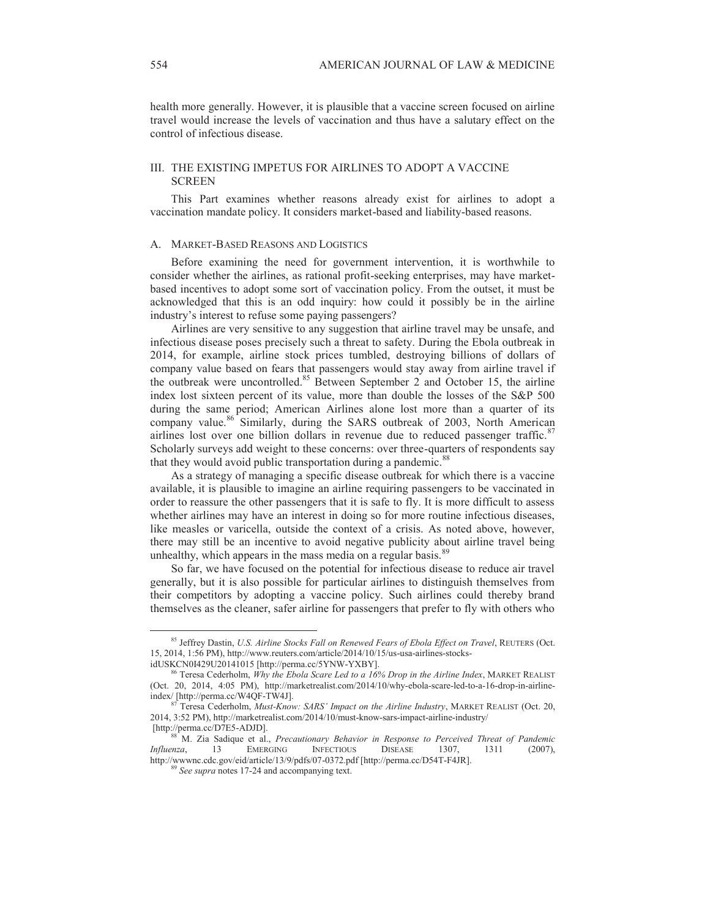health more generally. However, it is plausible that a vaccine screen focused on airline travel would increase the levels of vaccination and thus have a salutary effect on the control of infectious disease.

## III. THE EXISTING IMPETUS FOR AIRLINES TO ADOPT A VACCINE SCREEN

This Part examines whether reasons already exist for airlines to adopt a vaccination mandate policy. It considers market-based and liability-based reasons.

### A. MARKET-BASED REASONS AND LOGISTICS

Before examining the need for government intervention, it is worthwhile to consider whether the airlines, as rational profit-seeking enterprises, may have market-based incentives to adopt some sort of vaccination policy. From the outset, it must be acknowledged that this is an odd inquiry: how could it possibly be in the airline industry's interest to refuse some paying passengers?

Airlines are very sensitive to any suggestion that airline travel may be unsafe, and infectious disease poses precisely such a threat to safety. During the Ebola outbreak in 2014, for example, airline stock prices tumbled, destroying billions of dollars of company value based on fears that passengers would stay away from airline travel if the outbreak were uncontrolled.[85] Between September 2 and October 15, the airline index lost sixteen percent of its value, more than double the losses of the S&P 500 during the same period; American Airlines alone lost more than a quarter of its company value.[86] Similarly, during the SARS outbreak of 2003, North American airlines lost over one billion dollars in revenue due to reduced passenger traffic.[87] Scholarly surveys add weight to these concerns: over three-quarters of respondents say that they would avoid public transportation during a pandemic.[88]

As a strategy of managing a specific disease outbreak for which there is a vaccine available, it is plausible to imagine an airline requiring passengers to be vaccinated in order to reassure the other passengers that it is safe to fly. It is more difficult to assess whether airlines may have an interest in doing so for more routine infectious diseases, like measles or varicella, outside the context of a crisis. As noted above, however, there may still be an incentive to avoid negative publicity about airline travel being unhealthy, which appears in the mass media on a regular basis.[89]

So far, we have focused on the potential for infectious disease to reduce air travel generally, but it is also possible for particular airlines to distinguish themselves from their competitors by adopting a vaccine policy. Such airlines could thereby brand themselves as the cleaner, safer airline for passengers that prefer to fly with others who

---

[85] Jeffrey Dastin, *U.S. Airline Stocks Fall on Renewed Fears of Ebola Effect on Travel*, REUTERS (Oct. 15, 2014, 1:56 PM), http://www.reuters.com/article/2014/10/15/us-usa-airlines-stocks-idUSKCN0I429U20141015 [http://perma.cc/5YNW-YXBY].

[86] Teresa Cederholm, *Why the Ebola Scare Led to a 16% Drop in the Airline Index*, MARKET REALIST (Oct. 20, 2014, 4:05 PM), http://marketrealist.com/2014/10/why-ebola-scare-led-to-a-16-drop-in-airline-index/ [http://perma.cc/W4QF-TW4J].

[87] Teresa Cederholm, *Must-Know: SARS' Impact on the Airline Industry*, MARKET REALIST (Oct. 20, 2014, 3:52 PM), http://marketrealist.com/2014/10/must-know-sars-impact-airline-industry/ [http://perma.cc/D7E5-ADJD].

[88] M. Zia Sadique et al., *Precautionary Behavior in Response to Perceived Threat of Pandemic Influenza*, 13 EMERGING INFECTIOUS DISEASE 1307, 1311 (2007), http://wwwnc.cdc.gov/eid/article/13/9/pdfs/07-0372.pdf [http://perma.cc/D54T-F4JR].

[89] *See supra* notes 17-24 and accompanying text.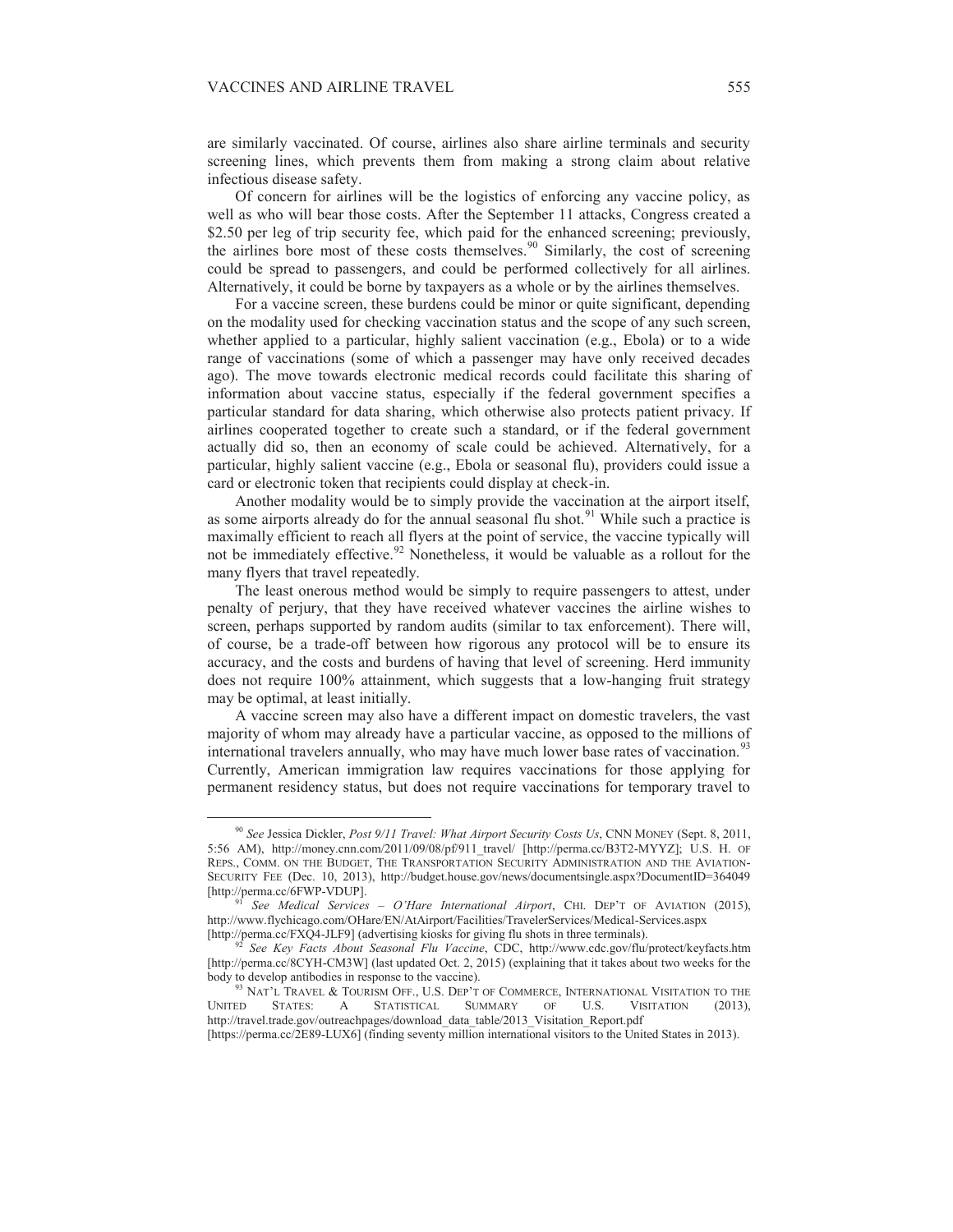are similarly vaccinated. Of course, airlines also share airline terminals and security screening lines, which prevents them from making a strong claim about relative infectious disease safety.

Of concern for airlines will be the logistics of enforcing any vaccine policy, as well as who will bear those costs. After the September 11 attacks, Congress created a $2.50 per leg of trip security fee, which paid for the enhanced screening; previously, the airlines bore most of these costs themselves.[90] Similarly, the cost of screening could be spread to passengers, and could be performed collectively for all airlines. Alternatively, it could be borne by taxpayers as a whole or by the airlines themselves.

For a vaccine screen, these burdens could be minor or quite significant, depending on the modality used for checking vaccination status and the scope of any such screen, whether applied to a particular, highly salient vaccination (e.g., Ebola) or to a wide range of vaccinations (some of which a passenger may have only received decades ago). The move towards electronic medical records could facilitate this sharing of information about vaccine status, especially if the federal government specifies a particular standard for data sharing, which otherwise also protects patient privacy. If airlines cooperated together to create such a standard, or if the federal government actually did so, then an economy of scale could be achieved. Alternatively, for a particular, highly salient vaccine (e.g., Ebola or seasonal flu), providers could issue a card or electronic token that recipients could display at check-in.

Another modality would be to simply provide the vaccination at the airport itself, as some airports already do for the annual seasonal flu shot.[91] While such a practice is maximally efficient to reach all flyers at the point of service, the vaccine typically will not be immediately effective.[92] Nonetheless, it would be valuable as a rollout for the many flyers that travel repeatedly.

The least onerous method would be simply to require passengers to attest, under penalty of perjury, that they have received whatever vaccines the airline wishes to screen, perhaps supported by random audits (similar to tax enforcement). There will, of course, be a trade-off between how rigorous any protocol will be to ensure its accuracy, and the costs and burdens of having that level of screening. Herd immunity does not require 100% attainment, which suggests that a low-hanging fruit strategy may be optimal, at least initially.

A vaccine screen may also have a different impact on domestic travelers, the vast majority of whom may already have a particular vaccine, as opposed to the millions of international travelers annually, who may have much lower base rates of vaccination.[93] Currently, American immigration law requires vaccinations for those applying for permanent residency status, but does not require vaccinations for temporary travel to

---

[90] *See* Jessica Dickler, *Post 9/11 Travel: What Airport Security Costs Us*, CNN MONEY (Sept. 8, 2011, 5:56 AM), http://money.cnn.com/2011/09/08/pf/911_travel/ [http://perma.cc/B3T2-MYYZ]; U.S. H. OF REPS., COMM. ON THE BUDGET, THE TRANSPORTATION SECURITY ADMINISTRATION AND THE AVIATION-SECURITY FEE (Dec. 10, 2013), http://budget.house.gov/news/documentsingle.aspx?DocumentID=364049 [http://perma.cc/6FWP-VDUP].

[91] *See Medical Services – O'Hare International Airport*, CHI. DEP'T OF AVIATION (2015), http://www.flychicago.com/OHare/EN/AtAirport/Facilities/TravelerServices/Medical-Services.aspx [http://perma.cc/FXQ4-JLF9] (advertising kiosks for giving flu shots in three terminals).

[92] *See Key Facts About Seasonal Flu Vaccine*, CDC, http://www.cdc.gov/flu/protect/keyfacts.htm [http://perma.cc/8CYH-CM3W] (last updated Oct. 2, 2015) (explaining that it takes about two weeks for the body to develop antibodies in response to the vaccine).

[93] NAT'L TRAVEL & TOURISM OFF., U.S. DEP'T OF COMMERCE, INTERNATIONAL VISITATION TO THE UNITED STATES: A STATISTICAL SUMMARY OF U.S. VISITATION (2013), http://travel.trade.gov/outreachpages/download_data_table/2013_Visitation_Report.pdf [https://perma.cc/2E89-LUX6] (finding seventy million international visitors to the United States in 2013).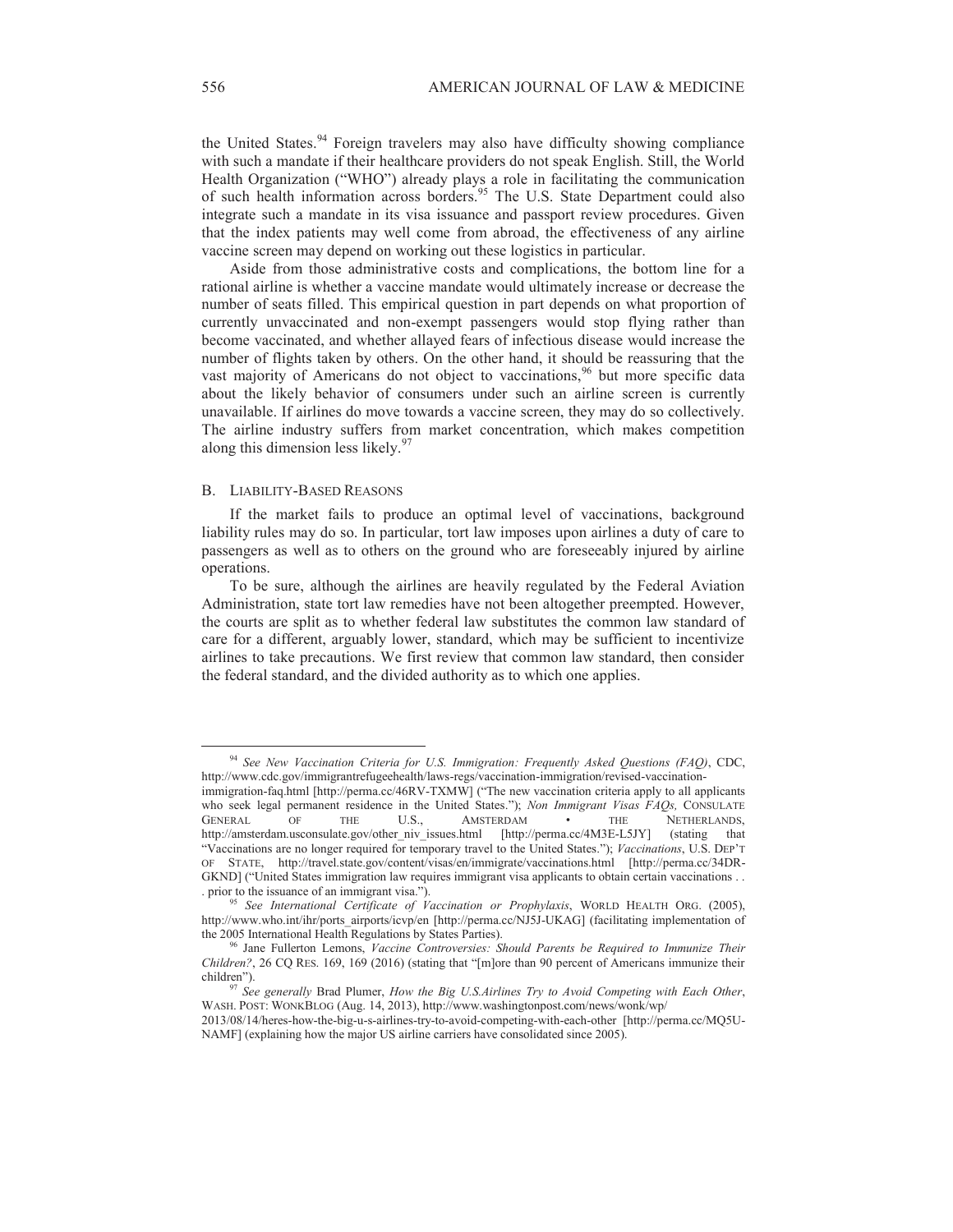the United States.[94] Foreign travelers may also have difficulty showing compliance with such a mandate if their healthcare providers do not speak English. Still, the World Health Organization ("WHO") already plays a role in facilitating the communication of such health information across borders.[95] The U.S. State Department could also integrate such a mandate in its visa issuance and passport review procedures. Given that the index patients may well come from abroad, the effectiveness of any airline vaccine screen may depend on working out these logistics in particular.

Aside from those administrative costs and complications, the bottom line for a rational airline is whether a vaccine mandate would ultimately increase or decrease the number of seats filled. This empirical question in part depends on what proportion of currently unvaccinated and non-exempt passengers would stop flying rather than become vaccinated, and whether allayed fears of infectious disease would increase the number of flights taken by others. On the other hand, it should be reassuring that the vast majority of Americans do not object to vaccinations,[96] but more specific data about the likely behavior of consumers under such an airline screen is currently unavailable. If airlines do move towards a vaccine screen, they may do so collectively. The airline industry suffers from market concentration, which makes competition along this dimension less likely.[97]

### B. LIABILITY-BASED REASONS

If the market fails to produce an optimal level of vaccinations, background liability rules may do so. In particular, tort law imposes upon airlines a duty of care to passengers as well as to others on the ground who are foreseeably injured by airline operations.

To be sure, although the airlines are heavily regulated by the Federal Aviation Administration, state tort law remedies have not been altogether preempted. However, the courts are split as to whether federal law substitutes the common law standard of care for a different, arguably lower, standard, which may be sufficient to incentivize airlines to take precautions. We first review that common law standard, then consider the federal standard, and the divided authority as to which one applies.

---

[94] *See New Vaccination Criteria for U.S. Immigration: Frequently Asked Questions (FAQ)*, CDC, http://www.cdc.gov/immigrantrefugeehealth/laws-regs/vaccination-immigration/revised-vaccination-immigration-faq.html [http://perma.cc/46RV-TXMW] ("The new vaccination criteria apply to all applicants who seek legal permanent residence in the United States."); *Non Immigrant Visas FAQs,* CONSULATE GENERAL OF THE U.S., AMSTERDAM • THE NETHERLANDS, http://amsterdam.usconsulate.gov/other_niv_issues.html [http://perma.cc/4M3E-L5JY] (stating that "Vaccinations are no longer required for temporary travel to the United States."); *Vaccinations*, U.S. DEP'T OF STATE, http://travel.state.gov/content/visas/en/immigrate/vaccinations.html [http://perma.cc/34DR-GKND] ("United States immigration law requires immigrant visa applicants to obtain certain vaccinations . . . prior to the issuance of an immigrant visa.").

[95] *See International Certificate of Vaccination or Prophylaxis*, WORLD HEALTH ORG. (2005), http://www.who.int/ihr/ports_airports/icvp/en [http://perma.cc/NJ5J-UKAG] (facilitating implementation of the 2005 International Health Regulations by States Parties).

[96] Jane Fullerton Lemons, *Vaccine Controversies: Should Parents be Required to Immunize Their Children?*, 26 CQ RES. 169, 169 (2016) (stating that "[m]ore than 90 percent of Americans immunize their children").

[97] *See generally* Brad Plumer, *How the Big U.S.Airlines Try to Avoid Competing with Each Other*, WASH. POST: WONKBLOG (Aug. 14, 2013), http://www.washingtonpost.com/news/wonk/wp/2013/08/14/heres-how-the-big-u-s-airlines-try-to-avoid-competing-with-each-other [http://perma.cc/MQ5U-NAMF] (explaining how the major US airline carriers have consolidated since 2005).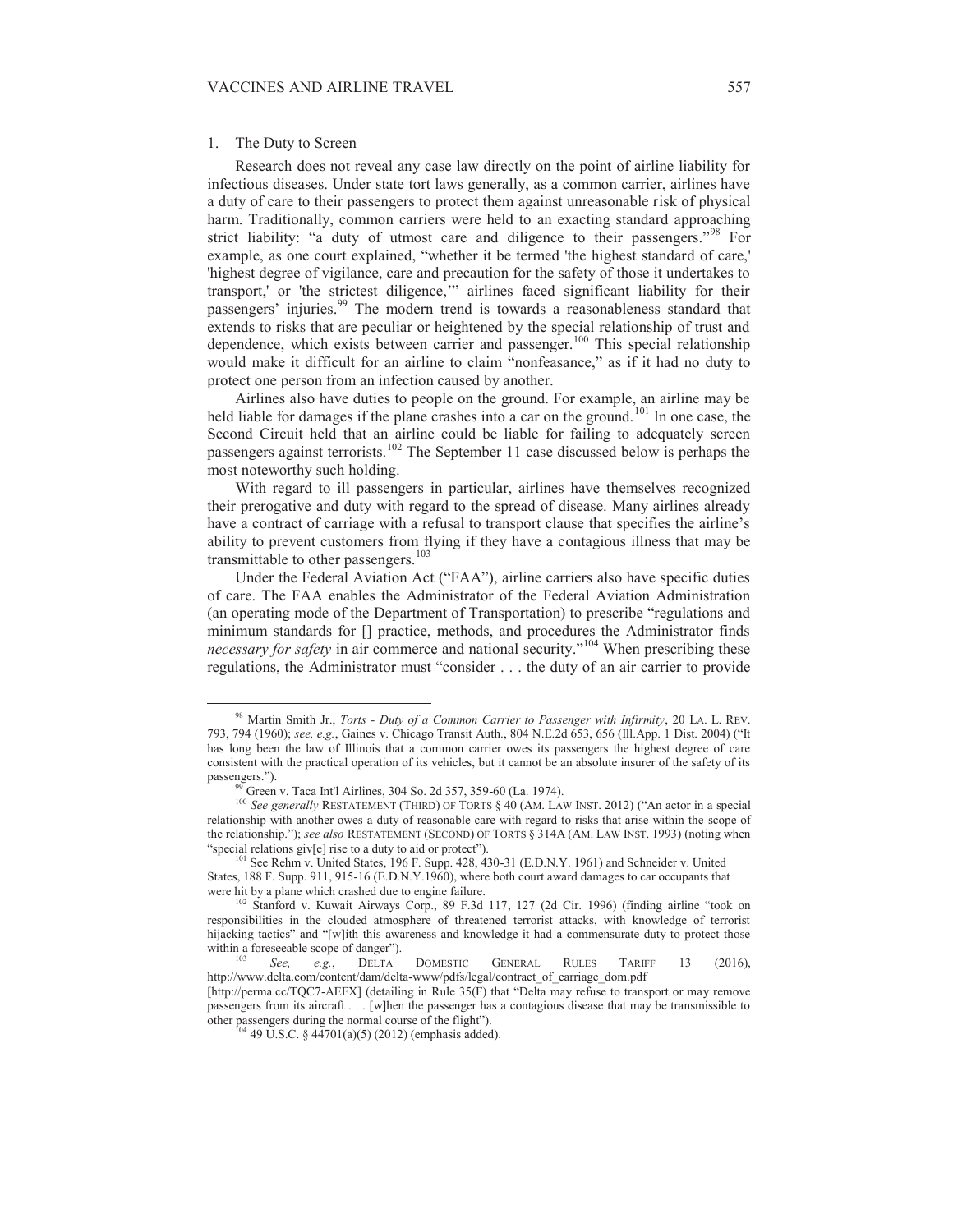### 1. The Duty to Screen

Research does not reveal any case law directly on the point of airline liability for infectious diseases. Under state tort laws generally, as a common carrier, airlines have a duty of care to their passengers to protect them against unreasonable risk of physical harm. Traditionally, common carriers were held to an exacting standard approaching strict liability: "a duty of utmost care and diligence to their passengers."[98] For example, as one court explained, "whether it be termed 'the highest standard of care,' 'highest degree of vigilance, care and precaution for the safety of those it undertakes to transport,' or 'the strictest diligence,'" airlines faced significant liability for their passengers' injuries.[99] The modern trend is towards a reasonableness standard that extends to risks that are peculiar or heightened by the special relationship of trust and dependence, which exists between carrier and passenger.[100] This special relationship would make it difficult for an airline to claim "nonfeasance," as if it had no duty to protect one person from an infection caused by another.

Airlines also have duties to people on the ground. For example, an airline may be held liable for damages if the plane crashes into a car on the ground.[101] In one case, the Second Circuit held that an airline could be liable for failing to adequately screen passengers against terrorists.[102] The September 11 case discussed below is perhaps the most noteworthy such holding.

With regard to ill passengers in particular, airlines have themselves recognized their prerogative and duty with regard to the spread of disease. Many airlines already have a contract of carriage with a refusal to transport clause that specifies the airline's ability to prevent customers from flying if they have a contagious illness that may be transmittable to other passengers.[103]

Under the Federal Aviation Act ("FAA"), airline carriers also have specific duties of care. The FAA enables the Administrator of the Federal Aviation Administration (an operating mode of the Department of Transportation) to prescribe "regulations and minimum standards for [] practice, methods, and procedures the Administrator finds *necessary for safety* in air commerce and national security."[104] When prescribing these regulations, the Administrator must "consider . . . the duty of an air carrier to provide

---

[98] Martin Smith Jr., *Torts - Duty of a Common Carrier to Passenger with Infirmity*, 20 LA. L. REV. 793, 794 (1960); *see, e.g.*, Gaines v. Chicago Transit Auth., 804 N.E.2d 653, 656 (Ill.App. 1 Dist. 2004) ("It has long been the law of Illinois that a common carrier owes its passengers the highest degree of care consistent with the practical operation of its vehicles, but it cannot be an absolute insurer of the safety of its passengers.").

[99] Green v. Taca Int'l Airlines, 304 So. 2d 357, 359-60 (La. 1974).

[100] *See generally* RESTATEMENT (THIRD) OF TORTS § 40 (AM. LAW INST. 2012) ("An actor in a special relationship with another owes a duty of reasonable care with regard to risks that arise within the scope of the relationship."); *see also* RESTATEMENT (SECOND) OF TORTS § 314A (AM. LAW INST. 1993) (noting when "special relations giv[e] rise to a duty to aid or protect").

[101] See Rehm v. United States, 196 F. Supp. 428, 430-31 (E.D.N.Y. 1961) and Schneider v. United States, 188 F. Supp. 911, 915-16 (E.D.N.Y.1960), where both court award damages to car occupants that were hit by a plane which crashed due to engine failure.

[102] Stanford v. Kuwait Airways Corp., 89 F.3d 117, 127 (2d Cir. 1996) (finding airline "took on responsibilities in the clouded atmosphere of threatened terrorist attacks, with knowledge of terrorist hijacking tactics" and "[w]ith this awareness and knowledge it had a commensurate duty to protect those within a foreseeable scope of danger").

[103] *See, e.g.*, DELTA DOMESTIC GENERAL RULES TARIFF 13 (2016), http://www.delta.com/content/dam/delta-www/pdfs/legal/contract_of_carriage_dom.pdf [http://perma.cc/TQC7-AEFX] (detailing in Rule 35(F) that "Delta may refuse to transport or may remove passengers from its aircraft . . . [w]hen the passenger has a contagious disease that may be transmissible to other passengers during the normal course of the flight").

[104] 49 U.S.C. § 44701(a)(5) (2012) (emphasis added).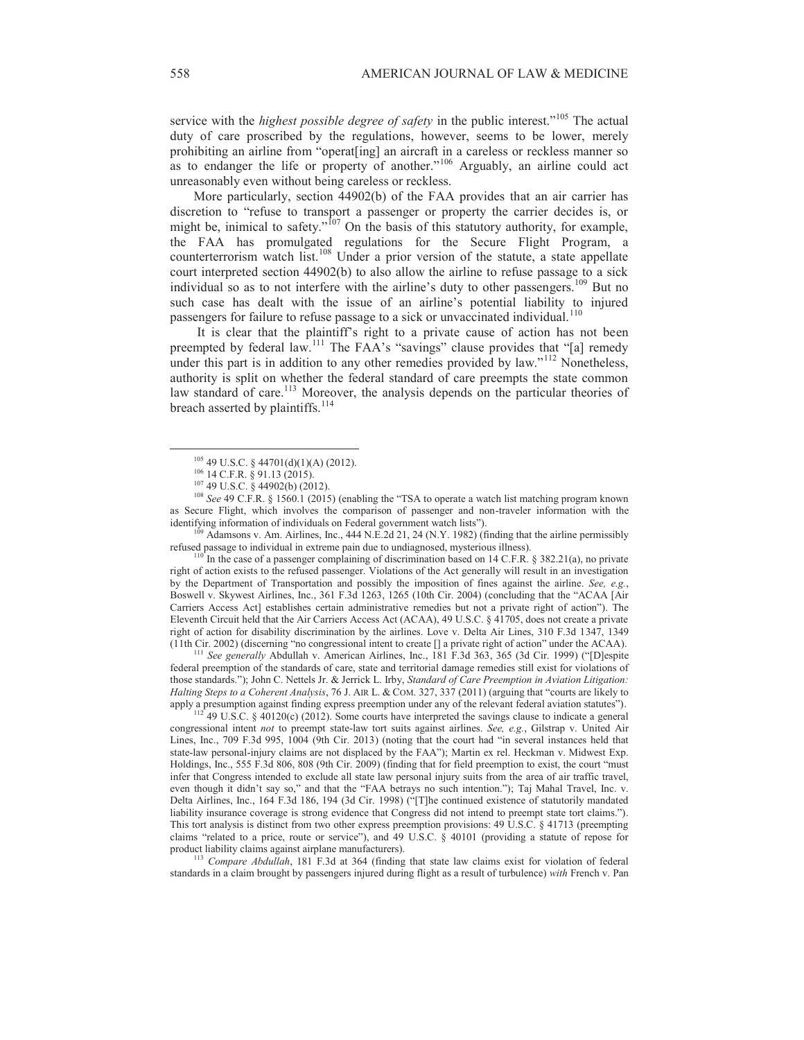service with the *highest possible degree of safety* in the public interest."[105] The actual duty of care proscribed by the regulations, however, seems to be lower, merely prohibiting an airline from "operat[ing] an aircraft in a careless or reckless manner so as to endanger the life or property of another."[106] Arguably, an airline could act unreasonably even without being careless or reckless.

More particularly, section 44902(b) of the FAA provides that an air carrier has discretion to "refuse to transport a passenger or property the carrier decides is, or might be, inimical to safety."[107] On the basis of this statutory authority, for example, the FAA has promulgated regulations for the Secure Flight Program, a counterterrorism watch list.[108] Under a prior version of the statute, a state appellate court interpreted section 44902(b) to also allow the airline to refuse passage to a sick individual so as to not interfere with the airline's duty to other passengers.[109] But no such case has dealt with the issue of an airline's potential liability to injured passengers for failure to refuse passage to a sick or unvaccinated individual.[110]

It is clear that the plaintiff's right to a private cause of action has not been preempted by federal law.[111] The FAA's "savings" clause provides that "[a] remedy under this part is in addition to any other remedies provided by law."[112] Nonetheless, authority is split on whether the federal standard of care preempts the state common law standard of care.[113] Moreover, the analysis depends on the particular theories of breach asserted by plaintiffs.[114]

---

[105] 49 U.S.C. § 44701(d)(1)(A) (2012).

[106] 14 C.F.R. § 91.13 (2015).

[107] 49 U.S.C. § 44902(b) (2012).

[108] *See* 49 C.F.R. § 1560.1 (2015) (enabling the "TSA to operate a watch list matching program known as Secure Flight, which involves the comparison of passenger and non-traveler information with the identifying information of individuals on Federal government watch lists").

[109] Adamsons v. Am. Airlines, Inc., 444 N.E.2d 21, 24 (N.Y. 1982) (finding that the airline permissibly refused passage to individual in extreme pain due to undiagnosed, mysterious illness).

[110] In the case of a passenger complaining of discrimination based on 14 C.F.R. § 382.21(a), no private right of action exists to the refused passenger. Violations of the Act generally will result in an investigation by the Department of Transportation and possibly the imposition of fines against the airline. *See, e.g.*, Boswell v. Skywest Airlines, Inc., 361 F.3d 1263, 1265 (10th Cir. 2004) (concluding that the "ACAA [Air Carriers Access Act] establishes certain administrative remedies but not a private right of action"). The Eleventh Circuit held that the Air Carriers Access Act (ACAA), 49 U.S.C. § 41705, does not create a private right of action for disability discrimination by the airlines. Love v. Delta Air Lines, 310 F.3d 1347, 1349 (11th Cir. 2002) (discerning "no congressional intent to create [] a private right of action" under the ACAA).

[111] *See generally* Abdullah v. American Airlines, Inc., 181 F.3d 363, 365 (3d Cir. 1999) ("[D]espite federal preemption of the standards of care, state and territorial damage remedies still exist for violations of those standards."); John C. Nettels Jr. & Jerrick L. Irby, *Standard of Care Preemption in Aviation Litigation: Halting Steps to a Coherent Analysis*, 76 J. AIR L. & COM. 327, 337 (2011) (arguing that "courts are likely to apply a presumption against finding express preemption under any of the relevant federal aviation statutes").

[112] 49 U.S.C. § 40120(c) (2012). Some courts have interpreted the savings clause to indicate a general congressional intent *not* to preempt state-law tort suits against airlines. *See, e.g.*, Gilstrap v. United Air Lines, Inc., 709 F.3d 995, 1004 (9th Cir. 2013) (noting that the court had "in several instances held that state-law personal-injury claims are not displaced by the FAA"); Martin ex rel. Heckman v. Midwest Exp. Holdings, Inc., 555 F.3d 806, 808 (9th Cir. 2009) (finding that for field preemption to exist, the court "must infer that Congress intended to exclude all state law personal injury suits from the area of air traffic travel, even though it didn't say so," and that the "FAA betrays no such intention."); Taj Mahal Travel, Inc. v. Delta Airlines, Inc., 164 F.3d 186, 194 (3d Cir. 1998) ("[T]he continued existence of statutorily mandated liability insurance coverage is strong evidence that Congress did not intend to preempt state tort claims."). This tort analysis is distinct from two other express preemption provisions: 49 U.S.C. § 41713 (preempting claims "related to a price, route or service"), and 49 U.S.C. § 40101 (providing a statute of repose for product liability claims against airplane manufacturers).

[113] *Compare Abdullah*, 181 F.3d at 364 (finding that state law claims exist for violation of federal standards in a claim brought by passengers injured during flight as a result of turbulence) *with* French v. Pan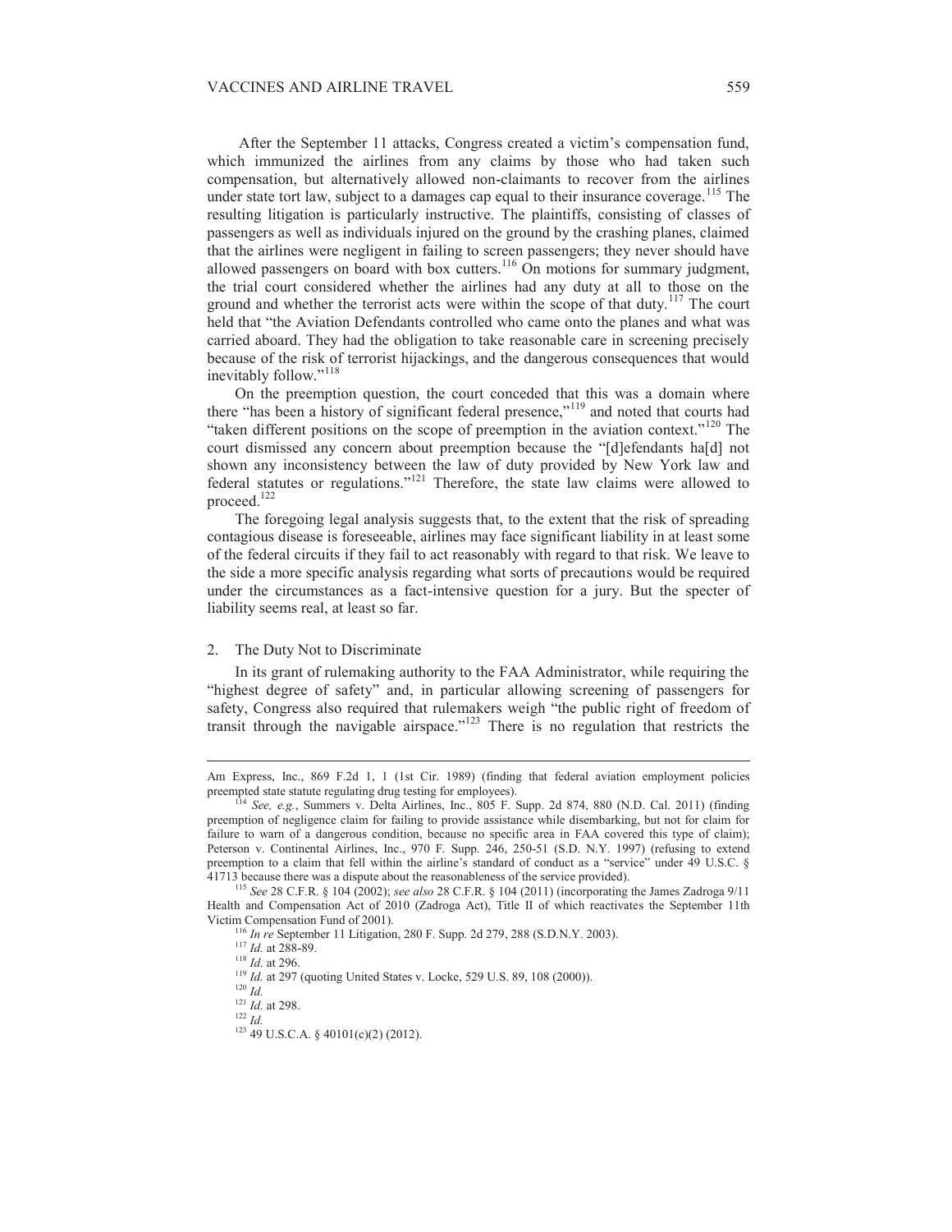After the September 11 attacks, Congress created a victim's compensation fund, which immunized the airlines from any claims by those who had taken such compensation, but alternatively allowed non-claimants to recover from the airlines under state tort law, subject to a damages cap equal to their insurance coverage.[115] The resulting litigation is particularly instructive. The plaintiffs, consisting of classes of passengers as well as individuals injured on the ground by the crashing planes, claimed that the airlines were negligent in failing to screen passengers; they never should have allowed passengers on board with box cutters.[116] On motions for summary judgment, the trial court considered whether the airlines had any duty at all to those on the ground and whether the terrorist acts were within the scope of that duty.[117] The court held that "the Aviation Defendants controlled who came onto the planes and what was carried aboard. They had the obligation to take reasonable care in screening precisely because of the risk of terrorist hijackings, and the dangerous consequences that would inevitably follow."[118]

On the preemption question, the court conceded that this was a domain where there "has been a history of significant federal presence,"[119] and noted that courts had "taken different positions on the scope of preemption in the aviation context."[120] The court dismissed any concern about preemption because the "[d]efendants ha[d] not shown any inconsistency between the law of duty provided by New York law and federal statutes or regulations."[121] Therefore, the state law claims were allowed to proceed.[122]

The foregoing legal analysis suggests that, to the extent that the risk of spreading contagious disease is foreseeable, airlines may face significant liability in at least some of the federal circuits if they fail to act reasonably with regard to that risk. We leave to the side a more specific analysis regarding what sorts of precautions would be required under the circumstances as a fact-intensive question for a jury. But the specter of liability seems real, at least so far.

## 2. The Duty Not to Discriminate

In its grant of rulemaking authority to the FAA Administrator, while requiring the "highest degree of safety" and, in particular allowing screening of passengers for safety, Congress also required that rulemakers weigh "the public right of freedom of transit through the navigable airspace."[123] There is no regulation that restricts the

---

Am Express, Inc., 869 F.2d 1, 1 (1st Cir. 1989) (finding that federal aviation employment policies preempted state statute regulating drug testing for employees).

[114] *See, e.g.*, Summers v. Delta Airlines, Inc., 805 F. Supp. 2d 874, 880 (N.D. Cal. 2011) (finding preemption of negligence claim for failing to provide assistance while disembarking, but not for claim for failure to warn of a dangerous condition, because no specific area in FAA covered this type of claim); Peterson v. Continental Airlines, Inc., 970 F. Supp. 246, 250-51 (S.D. N.Y. 1997) (refusing to extend preemption to a claim that fell within the airline's standard of conduct as a "service" under 49 U.S.C. § 41713 because there was a dispute about the reasonableness of the service provided).

[115] *See* 28 C.F.R. § 104 (2002); *see also* 28 C.F.R. § 104 (2011) (incorporating the James Zadroga 9/11 Health and Compensation Act of 2010 (Zadroga Act), Title II of which reactivates the September 11th Victim Compensation Fund of 2001).

[116] *In re* September 11 Litigation, 280 F. Supp. 2d 279, 288 (S.D.N.Y. 2003).

[117] *Id.* at 288-89.

[118] *Id.* at 296.

[119] *Id.* at 297 (quoting United States v. Locke, 529 U.S. 89, 108 (2000)).

[120] *Id.*

[121] *Id.* at 298.

[122] *Id.*

[123] 49 U.S.C.A. § 40101(c)(2) (2012).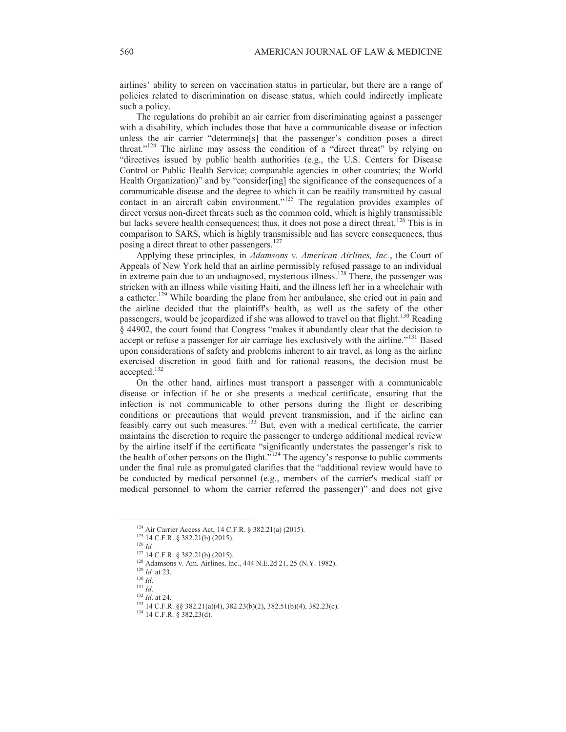airlines' ability to screen on vaccination status in particular, but there are a range of policies related to discrimination on disease status, which could indirectly implicate such a policy.

The regulations do prohibit an air carrier from discriminating against a passenger with a disability, which includes those that have a communicable disease or infection unless the air carrier "determine[s] that the passenger's condition poses a direct threat."[124] The airline may assess the condition of a "direct threat" by relying on "directives issued by public health authorities (e.g., the U.S. Centers for Disease Control or Public Health Service; comparable agencies in other countries; the World Health Organization)" and by "consider[ing] the significance of the consequences of a communicable disease and the degree to which it can be readily transmitted by casual contact in an aircraft cabin environment."[125] The regulation provides examples of direct versus non-direct threats such as the common cold, which is highly transmissible but lacks severe health consequences; thus, it does not pose a direct threat.[126] This is in comparison to SARS, which is highly transmissible and has severe consequences, thus posing a direct threat to other passengers.[127]

Applying these principles, in *Adamsons v. American Airlines, Inc.*, the Court of Appeals of New York held that an airline permissibly refused passage to an individual in extreme pain due to an undiagnosed, mysterious illness.[128] There, the passenger was stricken with an illness while visiting Haiti, and the illness left her in a wheelchair with a catheter.[129] While boarding the plane from her ambulance, she cried out in pain and the airline decided that the plaintiff's health, as well as the safety of the other passengers, would be jeopardized if she was allowed to travel on that flight.[130] Reading § 44902, the court found that Congress "makes it abundantly clear that the decision to accept or refuse a passenger for air carriage lies exclusively with the airline."[131] Based upon considerations of safety and problems inherent to air travel, as long as the airline exercised discretion in good faith and for rational reasons, the decision must be accepted.[132]

On the other hand, airlines must transport a passenger with a communicable disease or infection if he or she presents a medical certificate, ensuring that the infection is not communicable to other persons during the flight or describing conditions or precautions that would prevent transmission, and if the airline can feasibly carry out such measures.[133] But, even with a medical certificate, the carrier maintains the discretion to require the passenger to undergo additional medical review by the airline itself if the certificate "significantly understates the passenger's risk to the health of other persons on the flight."[134] The agency's response to public comments under the final rule as promulgated clarifies that the "additional review would have to be conducted by medical personnel (e.g., members of the carrier's medical staff or medical personnel to whom the carrier referred the passenger)" and does not give

---

[124] Air Carrier Access Act, 14 C.F.R. § 382.21(a) (2015).

[125] 14 C.F.R. § 382.21(b) (2015).

[126] *Id.*

[127] 14 C.F.R. § 382.21(b) (2015).

[128] Adamsons v. Am. Airlines, Inc., 444 N.E.2d 21, 25 (N.Y. 1982).

[129] *Id.* at 23.

[130] *Id*.

[131] *Id*.

[132] *Id*. at 24.

[133] 14 C.F.R. §§ 382.21(a)(4), 382.23(b)(2), 382.51(b)(4), 382.23(c).

[134] 14 C.F.R. § 382.23(d).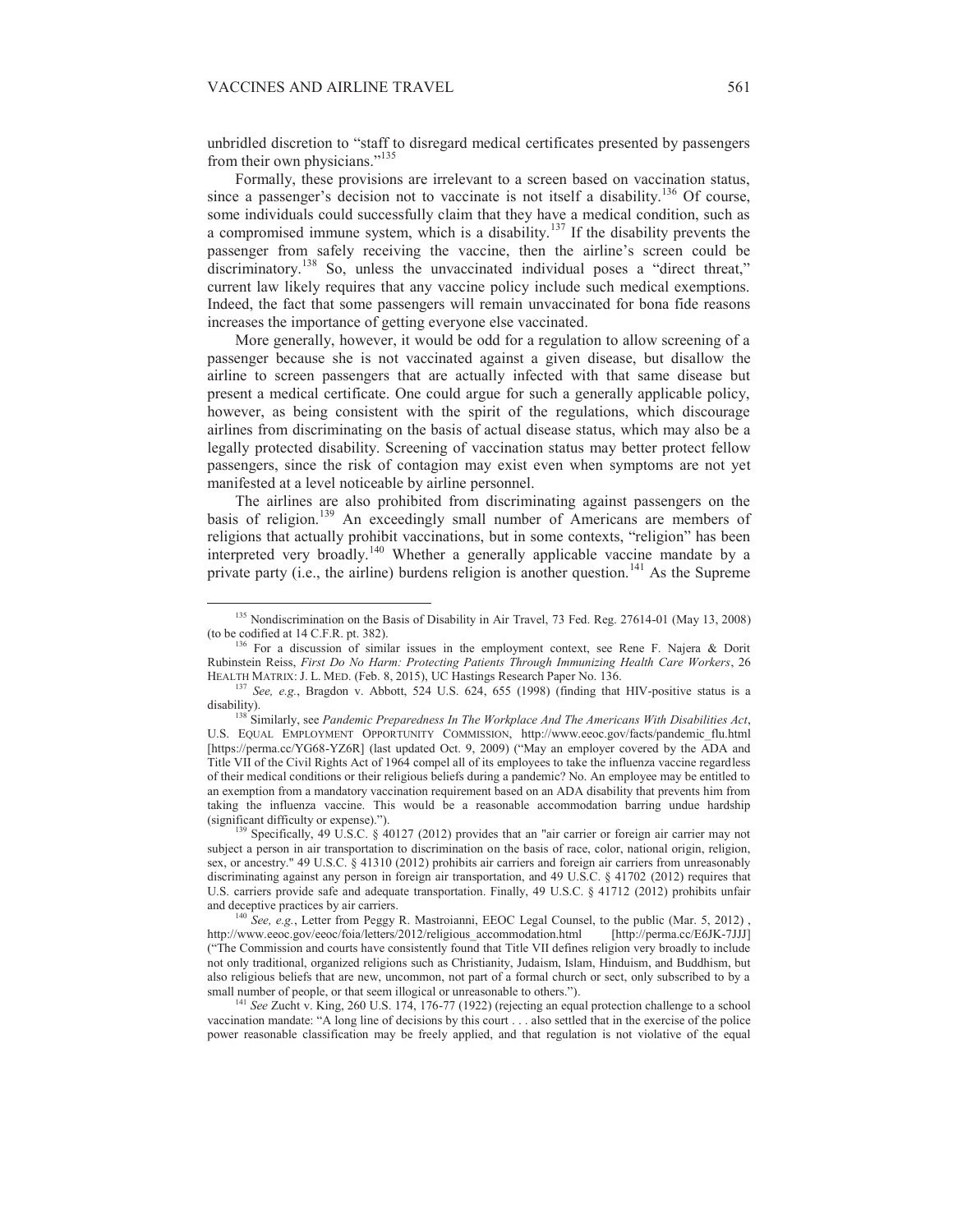unbridled discretion to "staff to disregard medical certificates presented by passengers from their own physicians."[135]

Formally, these provisions are irrelevant to a screen based on vaccination status, since a passenger's decision not to vaccinate is not itself a disability.[136] Of course, some individuals could successfully claim that they have a medical condition, such as a compromised immune system, which is a disability.[137] If the disability prevents the passenger from safely receiving the vaccine, then the airline's screen could be discriminatory.[138] So, unless the unvaccinated individual poses a "direct threat," current law likely requires that any vaccine policy include such medical exemptions. Indeed, the fact that some passengers will remain unvaccinated for bona fide reasons increases the importance of getting everyone else vaccinated.

More generally, however, it would be odd for a regulation to allow screening of a passenger because she is not vaccinated against a given disease, but disallow the airline to screen passengers that are actually infected with that same disease but present a medical certificate. One could argue for such a generally applicable policy, however, as being consistent with the spirit of the regulations, which discourage airlines from discriminating on the basis of actual disease status, which may also be a legally protected disability. Screening of vaccination status may better protect fellow passengers, since the risk of contagion may exist even when symptoms are not yet manifested at a level noticeable by airline personnel.

The airlines are also prohibited from discriminating against passengers on the basis of religion.[139] An exceedingly small number of Americans are members of religions that actually prohibit vaccinations, but in some contexts, "religion" has been interpreted very broadly.[140] Whether a generally applicable vaccine mandate by a private party (i.e., the airline) burdens religion is another question.[141] As the Supreme

---

[135] Nondiscrimination on the Basis of Disability in Air Travel, 73 Fed. Reg. 27614-01 (May 13, 2008) (to be codified at 14 C.F.R. pt. 382).

[136] For a discussion of similar issues in the employment context, see Rene F. Najera & Dorit Rubinstein Reiss, *First Do No Harm: Protecting Patients Through Immunizing Health Care Workers*, 26 HEALTH MATRIX: J. L. MED. (Feb. 8, 2015), UC Hastings Research Paper No. 136.

[137] *See, e.g.*, Bragdon v. Abbott, 524 U.S. 624, 655 (1998) (finding that HIV-positive status is a disability).

[138] Similarly, see *Pandemic Preparedness In The Workplace And The Americans With Disabilities Act*, U.S. EQUAL EMPLOYMENT OPPORTUNITY COMMISSION, http://www.eeoc.gov/facts/pandemic_flu.html [https://perma.cc/YG68-YZ6R] (last updated Oct. 9, 2009) ("May an employer covered by the ADA and Title VII of the Civil Rights Act of 1964 compel all of its employees to take the influenza vaccine regardless of their medical conditions or their religious beliefs during a pandemic? No. An employee may be entitled to an exemption from a mandatory vaccination requirement based on an ADA disability that prevents him from taking the influenza vaccine. This would be a reasonable accommodation barring undue hardship (significant difficulty or expense).").

[139] Specifically, 49 U.S.C. § 40127 (2012) provides that an "air carrier or foreign air carrier may not subject a person in air transportation to discrimination on the basis of race, color, national origin, religion, sex, or ancestry." 49 U.S.C. § 41310 (2012) prohibits air carriers and foreign air carriers from unreasonably discriminating against any person in foreign air transportation, and 49 U.S.C. § 41702 (2012) requires that U.S. carriers provide safe and adequate transportation. Finally, 49 U.S.C. § 41712 (2012) prohibits unfair and deceptive practices by air carriers.

[140] *See, e.g.*, Letter from Peggy R. Mastroianni, EEOC Legal Counsel, to the public (Mar. 5, 2012) , http://www.eeoc.gov/eeoc/foia/letters/2012/religious_accommodation.html [http://perma.cc/E6JK-7JJJ] ("The Commission and courts have consistently found that Title VII defines religion very broadly to include not only traditional, organized religions such as Christianity, Judaism, Islam, Hinduism, and Buddhism, but also religious beliefs that are new, uncommon, not part of a formal church or sect, only subscribed to by a small number of people, or that seem illogical or unreasonable to others.").

[141] *See* Zucht v. King, 260 U.S. 174, 176-77 (1922) (rejecting an equal protection challenge to a school vaccination mandate: "A long line of decisions by this court . . . also settled that in the exercise of the police power reasonable classification may be freely applied, and that regulation is not violative of the equal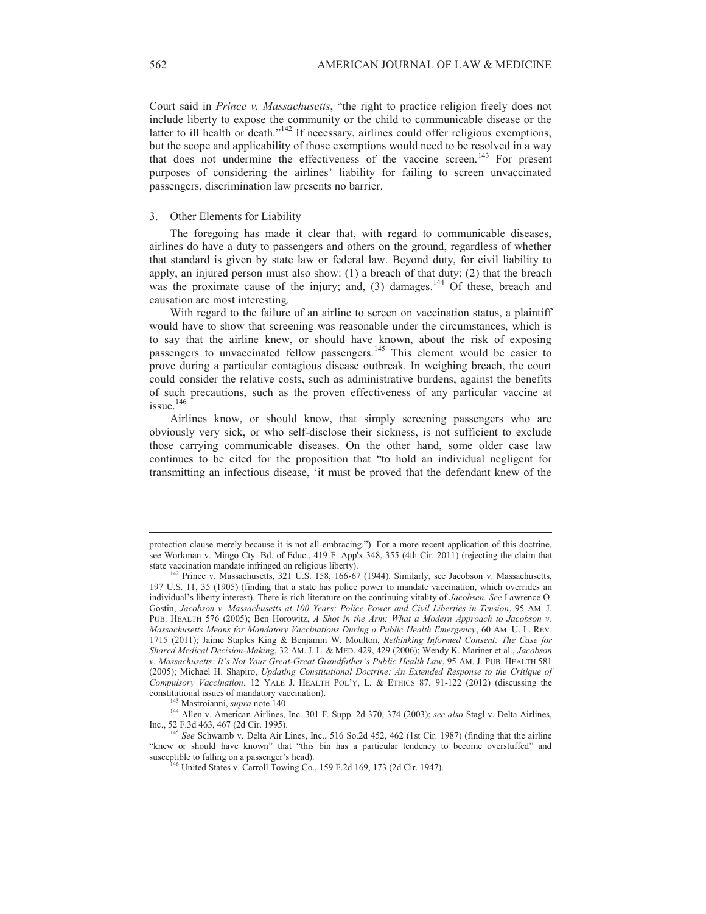Court said in *Prince v. Massachusetts*, "the right to practice religion freely does not include liberty to expose the community or the child to communicable disease or the latter to ill health or death."[142] If necessary, airlines could offer religious exemptions, but the scope and applicability of those exemptions would need to be resolved in a way that does not undermine the effectiveness of the vaccine screen.[143] For present purposes of considering the airlines' liability for failing to screen unvaccinated passengers, discrimination law presents no barrier.

### 3. Other Elements for Liability

The foregoing has made it clear that, with regard to communicable diseases, airlines do have a duty to passengers and others on the ground, regardless of whether that standard is given by state law or federal law. Beyond duty, for civil liability to apply, an injured person must also show: (1) a breach of that duty; (2) that the breach was the proximate cause of the injury; and, (3) damages.[144] Of these, breach and causation are most interesting.

With regard to the failure of an airline to screen on vaccination status, a plaintiff would have to show that screening was reasonable under the circumstances, which is to say that the airline knew, or should have known, about the risk of exposing passengers to unvaccinated fellow passengers.[145] This element would be easier to prove during a particular contagious disease outbreak. In weighing breach, the court could consider the relative costs, such as administrative burdens, against the benefits of such precautions, such as the proven effectiveness of any particular vaccine at issue.[146]

Airlines know, or should know, that simply screening passengers who are obviously very sick, or who self-disclose their sickness, is not sufficient to exclude those carrying communicable diseases. On the other hand, some older case law continues to be cited for the proposition that "to hold an individual negligent for transmitting an infectious disease, 'it must be proved that the defendant knew of the

---

protection clause merely because it is not all-embracing."). For a more recent application of this doctrine, see Workman v. Mingo Cty. Bd. of Educ., 419 F. App'x 348, 355 (4th Cir. 2011) (rejecting the claim that state vaccination mandate infringed on religious liberty).

[142] Prince v. Massachusetts, 321 U.S. 158, 166-67 (1944). Similarly, see Jacobson v. Massachusetts, 197 U.S. 11, 35 (1905) (finding that a state has police power to mandate vaccination, which overrides an individual's liberty interest). There is rich literature on the continuing vitality of *Jacobsen. See* Lawrence O. Gostin, *Jacobson v. Massachusetts at 100 Years: Police Power and Civil Liberties in Tension*, 95 AM. J. PUB. HEALTH 576 (2005); Ben Horowitz, *A Shot in the Arm: What a Modern Approach to Jacobson v. Massachusetts Means for Mandatory Vaccinations During a Public Health Emergency*, 60 AM. U. L. REV. 1715 (2011); Jaime Staples King & Benjamin W. Moulton, *Rethinking Informed Consent: The Case for Shared Medical Decision-Making*, 32 AM. J. L. & MED. 429, 429 (2006); Wendy K. Mariner et al., *Jacobson v. Massachusetts: It's Not Your Great-Great Grandfather's Public Health Law*, 95 AM. J. PUB. HEALTH 581 (2005); Michael H. Shapiro, *Updating Constitutional Doctrine: An Extended Response to the Critique of Compulsory Vaccination*, 12 YALE J. HEALTH POL'Y, L. & ETHICS 87, 91-122 (2012) (discussing the constitutional issues of mandatory vaccination).

[143] Mastroianni, *supra* note 140.

[144] Allen v. American Airlines, Inc. 301 F. Supp. 2d 370, 374 (2003); *see also* Stagl v. Delta Airlines, Inc., 52 F.3d 463, 467 (2d Cir. 1995).

[145] *See* Schwamb v. Delta Air Lines, Inc., 516 So.2d 452, 462 (1st Cir. 1987) (finding that the airline "knew or should have known" that "this bin has a particular tendency to become overstuffed" and susceptible to falling on a passenger's head).

[146] United States v. Carroll Towing Co., 159 F.2d 169, 173 (2d Cir. 1947).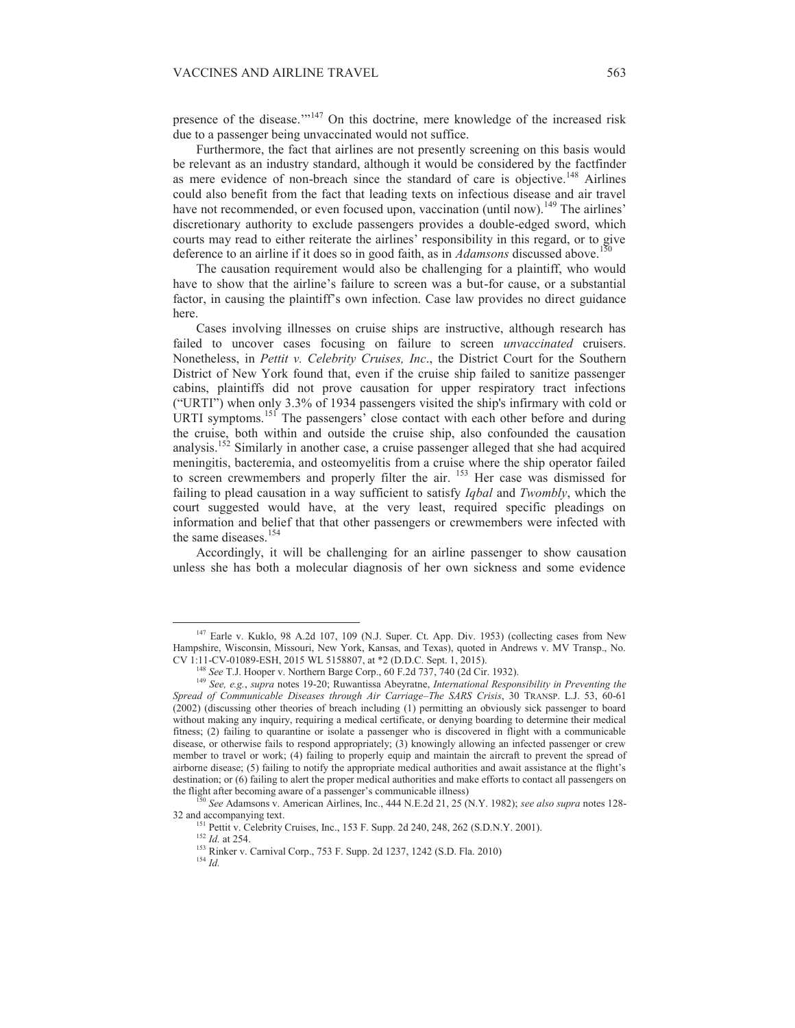presence of the disease.'"[147] On this doctrine, mere knowledge of the increased risk due to a passenger being unvaccinated would not suffice.

Furthermore, the fact that airlines are not presently screening on this basis would be relevant as an industry standard, although it would be considered by the factfinder as mere evidence of non-breach since the standard of care is objective.[148] Airlines could also benefit from the fact that leading texts on infectious disease and air travel have not recommended, or even focused upon, vaccination (until now).[149] The airlines' discretionary authority to exclude passengers provides a double-edged sword, which courts may read to either reiterate the airlines' responsibility in this regard, or to give deference to an airline if it does so in good faith, as in *Adamsons* discussed above.[150]

The causation requirement would also be challenging for a plaintiff, who would have to show that the airline's failure to screen was a but-for cause, or a substantial factor, in causing the plaintiff's own infection. Case law provides no direct guidance here.

Cases involving illnesses on cruise ships are instructive, although research has failed to uncover cases focusing on failure to screen *unvaccinated* cruisers. Nonetheless, in *Pettit v. Celebrity Cruises, Inc*., the District Court for the Southern District of New York found that, even if the cruise ship failed to sanitize passenger cabins, plaintiffs did not prove causation for upper respiratory tract infections ("URTI") when only 3.3% of 1934 passengers visited the ship's infirmary with cold or URTI symptoms.[151] The passengers' close contact with each other before and during the cruise, both within and outside the cruise ship, also confounded the causation analysis.[152] Similarly in another case, a cruise passenger alleged that she had acquired meningitis, bacteremia, and osteomyelitis from a cruise where the ship operator failed to screen crewmembers and properly filter the air.[153] Her case was dismissed for failing to plead causation in a way sufficient to satisfy *Iqbal* and *Twombly*, which the court suggested would have, at the very least, required specific pleadings on information and belief that that other passengers or crewmembers were infected with the same diseases.[154]

Accordingly, it will be challenging for an airline passenger to show causation unless she has both a molecular diagnosis of her own sickness and some evidence

---

[147] Earle v. Kuklo, 98 A.2d 107, 109 (N.J. Super. Ct. App. Div. 1953) (collecting cases from New Hampshire, Wisconsin, Missouri, New York, Kansas, and Texas), quoted in Andrews v. MV Transp., No. CV 1:11-CV-01089-ESH, 2015 WL 5158807, at *2 (D.D.C. Sept. 1, 2015).

[148] *See* T.J. Hooper v. Northern Barge Corp., 60 F.2d 737, 740 (2d Cir. 1932).

[149] *See, e.g.*, *supra* notes 19-20; Ruwantissa Abeyratne, *International Responsibility in Preventing the Spread of Communicable Diseases through Air Carriage–The SARS Crisis*, 30 TRANSP. L.J. 53, 60-61 (2002) (discussing other theories of breach including (1) permitting an obviously sick passenger to board without making any inquiry, requiring a medical certificate, or denying boarding to determine their medical fitness; (2) failing to quarantine or isolate a passenger who is discovered in flight with a communicable disease, or otherwise fails to respond appropriately; (3) knowingly allowing an infected passenger or crew member to travel or work; (4) failing to properly equip and maintain the aircraft to prevent the spread of airborne disease; (5) failing to notify the appropriate medical authorities and await assistance at the flight's destination; or (6) failing to alert the proper medical authorities and make efforts to contact all passengers on the flight after becoming aware of a passenger's communicable illness)

[150] *See* Adamsons v. American Airlines, Inc., 444 N.E.2d 21, 25 (N.Y. 1982); *see also supra* notes 128-32 and accompanying text.

[151] Pettit v. Celebrity Cruises, Inc., 153 F. Supp. 2d 240, 248, 262 (S.D.N.Y. 2001).

[152] *Id.* at 254.

[153] Rinker v. Carnival Corp., 753 F. Supp. 2d 1237, 1242 (S.D. Fla. 2010)

[154] *Id.*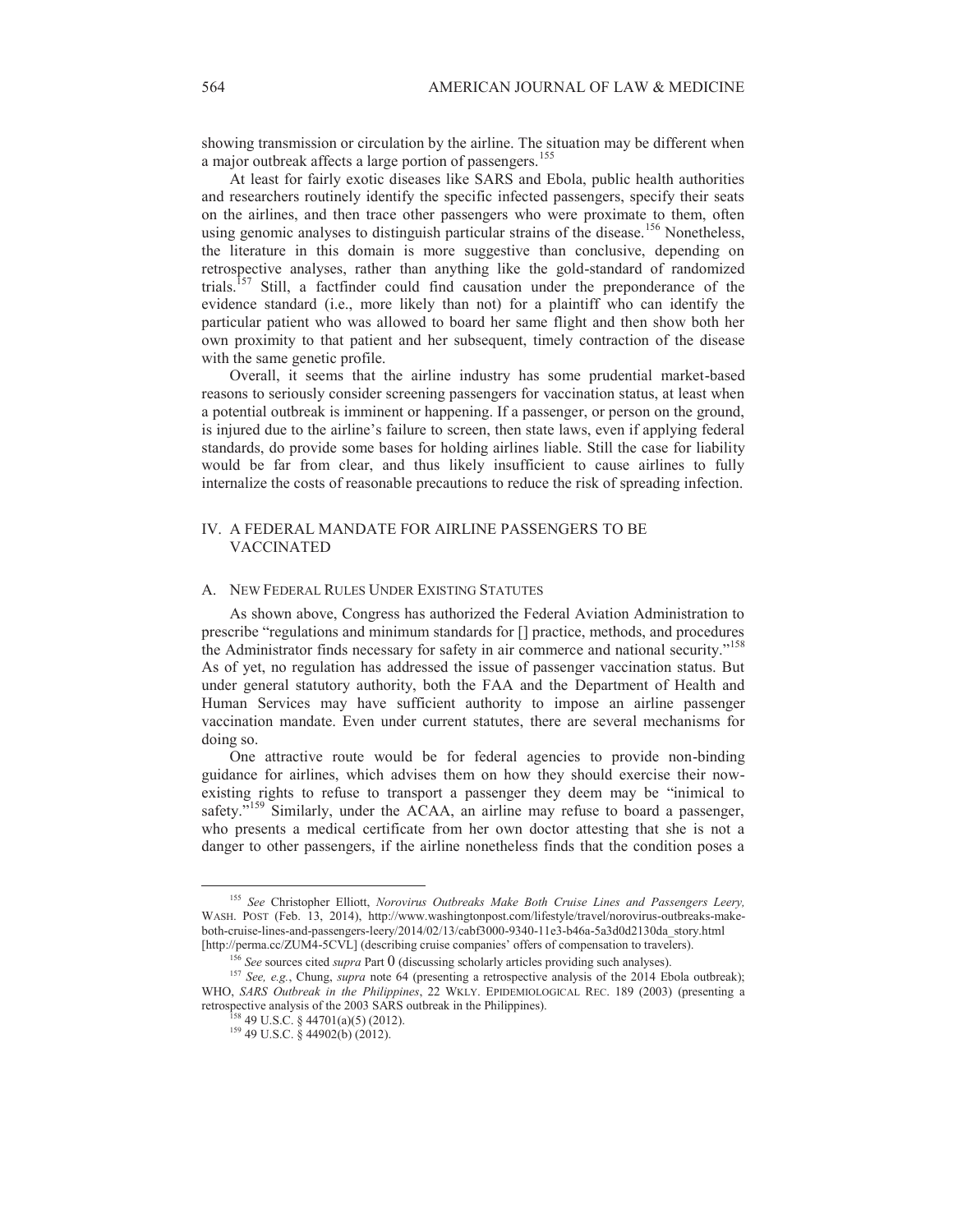showing transmission or circulation by the airline. The situation may be different when a major outbreak affects a large portion of passengers.[155]

At least for fairly exotic diseases like SARS and Ebola, public health authorities and researchers routinely identify the specific infected passengers, specify their seats on the airlines, and then trace other passengers who were proximate to them, often using genomic analyses to distinguish particular strains of the disease.[156] Nonetheless, the literature in this domain is more suggestive than conclusive, depending on retrospective analyses, rather than anything like the gold-standard of randomized trials.[157] Still, a factfinder could find causation under the preponderance of the evidence standard (i.e., more likely than not) for a plaintiff who can identify the particular patient who was allowed to board her same flight and then show both her own proximity to that patient and her subsequent, timely contraction of the disease with the same genetic profile.

Overall, it seems that the airline industry has some prudential market-based reasons to seriously consider screening passengers for vaccination status, at least when a potential outbreak is imminent or happening. If a passenger, or person on the ground, is injured due to the airline's failure to screen, then state laws, even if applying federal standards, do provide some bases for holding airlines liable. Still the case for liability would be far from clear, and thus likely insufficient to cause airlines to fully internalize the costs of reasonable precautions to reduce the risk of spreading infection.

## IV. A FEDERAL MANDATE FOR AIRLINE PASSENGERS TO BE VACCINATED

### A. NEW FEDERAL RULES UNDER EXISTING STATUTES

As shown above, Congress has authorized the Federal Aviation Administration to prescribe "regulations and minimum standards for [] practice, methods, and procedures the Administrator finds necessary for safety in air commerce and national security."[158] As of yet, no regulation has addressed the issue of passenger vaccination status. But under general statutory authority, both the FAA and the Department of Health and Human Services may have sufficient authority to impose an airline passenger vaccination mandate. Even under current statutes, there are several mechanisms for doing so.

One attractive route would be for federal agencies to provide non-binding guidance for airlines, which advises them on how they should exercise their now-existing rights to refuse to transport a passenger they deem may be "inimical to safety."[159] Similarly, under the ACAA, an airline may refuse to board a passenger, who presents a medical certificate from her own doctor attesting that she is not a danger to other passengers, if the airline nonetheless finds that the condition poses a

---

[155] *See* Christopher Elliott, *Norovirus Outbreaks Make Both Cruise Lines and Passengers Leery,* WASH. POST (Feb. 13, 2014), http://www.washingtonpost.com/lifestyle/travel/norovirus-outbreaks-make-both-cruise-lines-and-passengers-leery/2014/02/13/cabf3000-9340-11e3-b46a-5a3d0d2130da_story.html [http://perma.cc/ZUM4-5CVL] (describing cruise companies' offers of compensation to travelers).

[156] *See* sources cited *supra* Part 0 (discussing scholarly articles providing such analyses).

[157] *See, e.g.*, Chung, *supra* note 64 (presenting a retrospective analysis of the 2014 Ebola outbreak); WHO, *SARS Outbreak in the Philippines*, 22 WKLY. EPIDEMIOLOGICAL REC. 189 (2003) (presenting a retrospective analysis of the 2003 SARS outbreak in the Philippines).

[158] 49 U.S.C. § 44701(a)(5) (2012).

[159] 49 U.S.C. § 44902(b) (2012).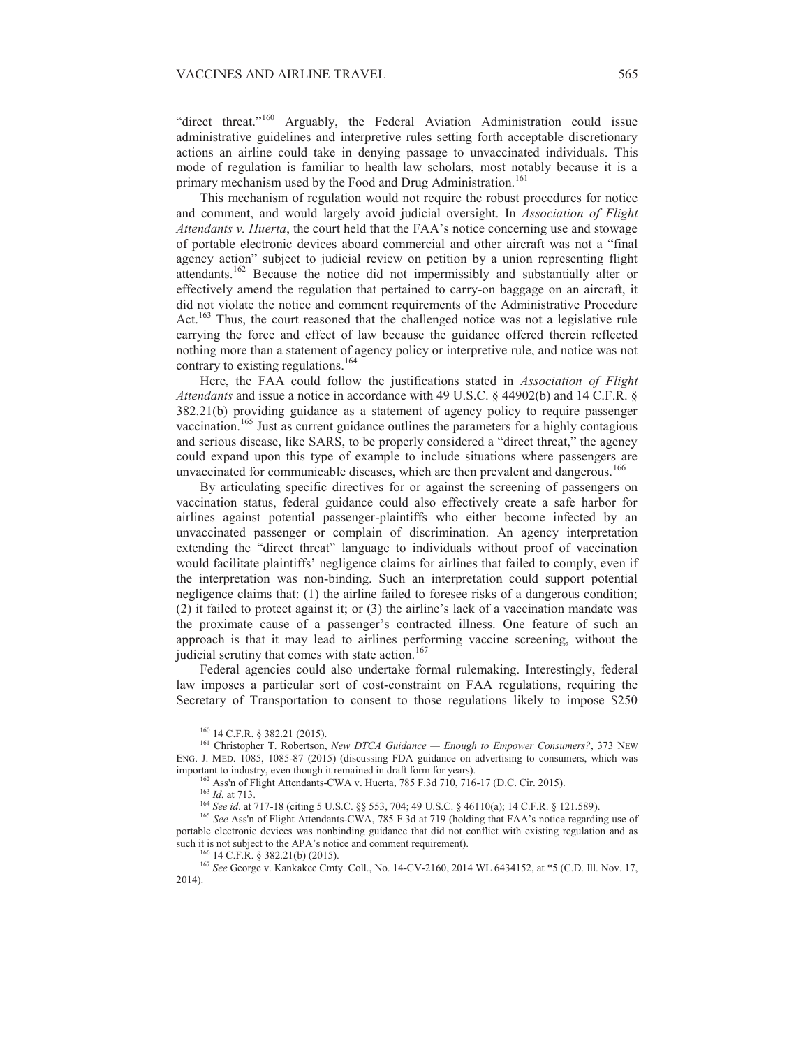"direct threat."[160] Arguably, the Federal Aviation Administration could issue administrative guidelines and interpretive rules setting forth acceptable discretionary actions an airline could take in denying passage to unvaccinated individuals. This mode of regulation is familiar to health law scholars, most notably because it is a primary mechanism used by the Food and Drug Administration.[161]

This mechanism of regulation would not require the robust procedures for notice and comment, and would largely avoid judicial oversight. In *Association of Flight Attendants v. Huerta*, the court held that the FAA's notice concerning use and stowage of portable electronic devices aboard commercial and other aircraft was not a "final agency action" subject to judicial review on petition by a union representing flight attendants.[162] Because the notice did not impermissibly and substantially alter or effectively amend the regulation that pertained to carry-on baggage on an aircraft, it did not violate the notice and comment requirements of the Administrative Procedure Act.[163] Thus, the court reasoned that the challenged notice was not a legislative rule carrying the force and effect of law because the guidance offered therein reflected nothing more than a statement of agency policy or interpretive rule, and notice was not contrary to existing regulations.[164]

Here, the FAA could follow the justifications stated in *Association of Flight Attendants* and issue a notice in accordance with 49 U.S.C. § 44902(b) and 14 C.F.R. § 382.21(b) providing guidance as a statement of agency policy to require passenger vaccination.[165] Just as current guidance outlines the parameters for a highly contagious and serious disease, like SARS, to be properly considered a "direct threat," the agency could expand upon this type of example to include situations where passengers are unvaccinated for communicable diseases, which are then prevalent and dangerous.[166]

By articulating specific directives for or against the screening of passengers on vaccination status, federal guidance could also effectively create a safe harbor for airlines against potential passenger-plaintiffs who either become infected by an unvaccinated passenger or complain of discrimination. An agency interpretation extending the "direct threat" language to individuals without proof of vaccination would facilitate plaintiffs' negligence claims for airlines that failed to comply, even if the interpretation was non-binding. Such an interpretation could support potential negligence claims that: (1) the airline failed to foresee risks of a dangerous condition; (2) it failed to protect against it; or (3) the airline's lack of a vaccination mandate was the proximate cause of a passenger's contracted illness. One feature of such an approach is that it may lead to airlines performing vaccine screening, without the judicial scrutiny that comes with state action.[167]

Federal agencies could also undertake formal rulemaking. Interestingly, federal law imposes a particular sort of cost-constraint on FAA regulations, requiring the Secretary of Transportation to consent to those regulations likely to impose $250

---

[160] 14 C.F.R. § 382.21 (2015).

[161] Christopher T. Robertson, *New DTCA Guidance — Enough to Empower Consumers?*, 373 NEW ENG. J. MED. 1085, 1085-87 (2015) (discussing FDA guidance on advertising to consumers, which was important to industry, even though it remained in draft form for years).

[162] Ass'n of Flight Attendants-CWA v. Huerta, 785 F.3d 710, 716-17 (D.C. Cir. 2015).

[163] *Id.* at 713.

[164] *See id.* at 717-18 (citing 5 U.S.C. §§ 553, 704; 49 U.S.C. § 46110(a); 14 C.F.R. § 121.589).

[165] *See* Ass'n of Flight Attendants-CWA, 785 F.3d at 719 (holding that FAA's notice regarding use of portable electronic devices was nonbinding guidance that did not conflict with existing regulation and as such it is not subject to the APA's notice and comment requirement).

[166] 14 C.F.R. § 382.21(b) (2015).

[167] *See* George v. Kankakee Cmty. Coll., No. 14-CV-2160, 2014 WL 6434152, at *5 (C.D. Ill. Nov. 17, 2014).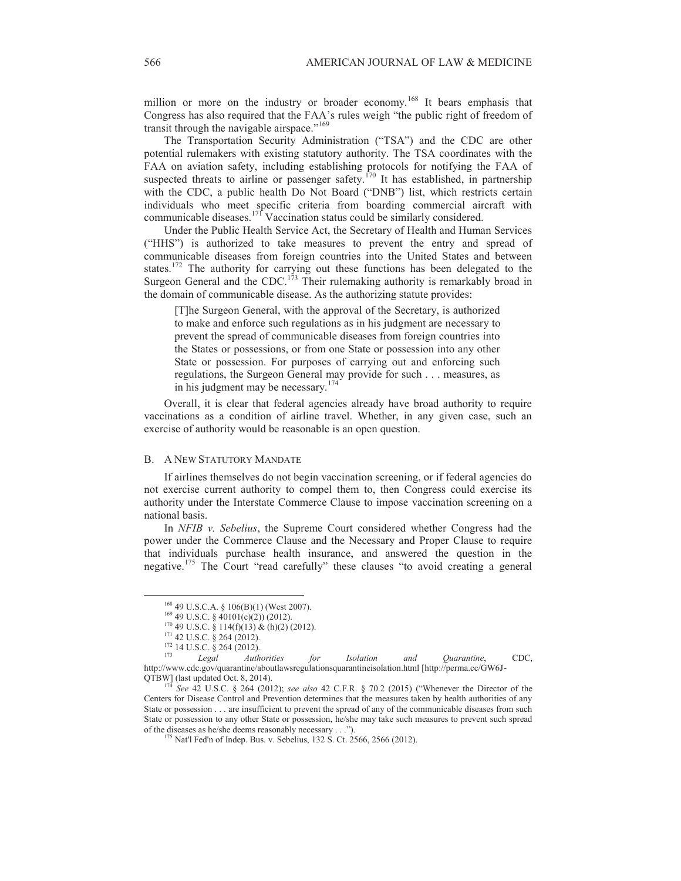million or more on the industry or broader economy.[168] It bears emphasis that Congress has also required that the FAA's rules weigh "the public right of freedom of transit through the navigable airspace."[169]

The Transportation Security Administration ("TSA") and the CDC are other potential rulemakers with existing statutory authority. The TSA coordinates with the FAA on aviation safety, including establishing protocols for notifying the FAA of suspected threats to airline or passenger safety.[170] It has established, in partnership with the CDC, a public health Do Not Board ("DNB") list, which restricts certain individuals who meet specific criteria from boarding commercial aircraft with communicable diseases.[171] Vaccination status could be similarly considered.

Under the Public Health Service Act, the Secretary of Health and Human Services ("HHS") is authorized to take measures to prevent the entry and spread of communicable diseases from foreign countries into the United States and between states.[172] The authority for carrying out these functions has been delegated to the Surgeon General and the CDC.[173] Their rulemaking authority is remarkably broad in the domain of communicable disease. As the authorizing statute provides:

> [T]he Surgeon General, with the approval of the Secretary, is authorized to make and enforce such regulations as in his judgment are necessary to prevent the spread of communicable diseases from foreign countries into the States or possessions, or from one State or possession into any other State or possession. For purposes of carrying out and enforcing such regulations, the Surgeon General may provide for such . . . measures, as in his judgment may be necessary.[174]

Overall, it is clear that federal agencies already have broad authority to require vaccinations as a condition of airline travel. Whether, in any given case, such an exercise of authority would be reasonable is an open question.

### B. A New Statutory Mandate

If airlines themselves do not begin vaccination screening, or if federal agencies do not exercise current authority to compel them to, then Congress could exercise its authority under the Interstate Commerce Clause to impose vaccination screening on a national basis.

In *NFIB v. Sebelius*, the Supreme Court considered whether Congress had the power under the Commerce Clause and the Necessary and Proper Clause to require that individuals purchase health insurance, and answered the question in the negative.[175] The Court "read carefully" these clauses "to avoid creating a general

---

[168] 49 U.S.C.A. § 106(B)(1) (West 2007).

[169] 49 U.S.C. § 40101(c)(2)) (2012).

[170] 49 U.S.C. § 114(f)(13) & (h)(2) (2012).

[171] 42 U.S.C. § 264 (2012).

[172] 14 U.S.C. § 264 (2012).

[173] *Legal Authorities for Isolation and Quarantine*, CDC, http://www.cdc.gov/quarantine/aboutlawsregulationsquarantineisolation.html [http://perma.cc/GW6J-QTBW] (last updated Oct. 8, 2014).

[174] *See* 42 U.S.C. § 264 (2012); *see also* 42 C.F.R. § 70.2 (2015) ("Whenever the Director of the Centers for Disease Control and Prevention determines that the measures taken by health authorities of any State or possession . . . are insufficient to prevent the spread of any of the communicable diseases from such State or possession to any other State or possession, he/she may take such measures to prevent such spread of the diseases as he/she deems reasonably necessary . . .").

[175] Nat'l Fed'n of Indep. Bus. v. Sebelius, 132 S. Ct. 2566, 2566 (2012).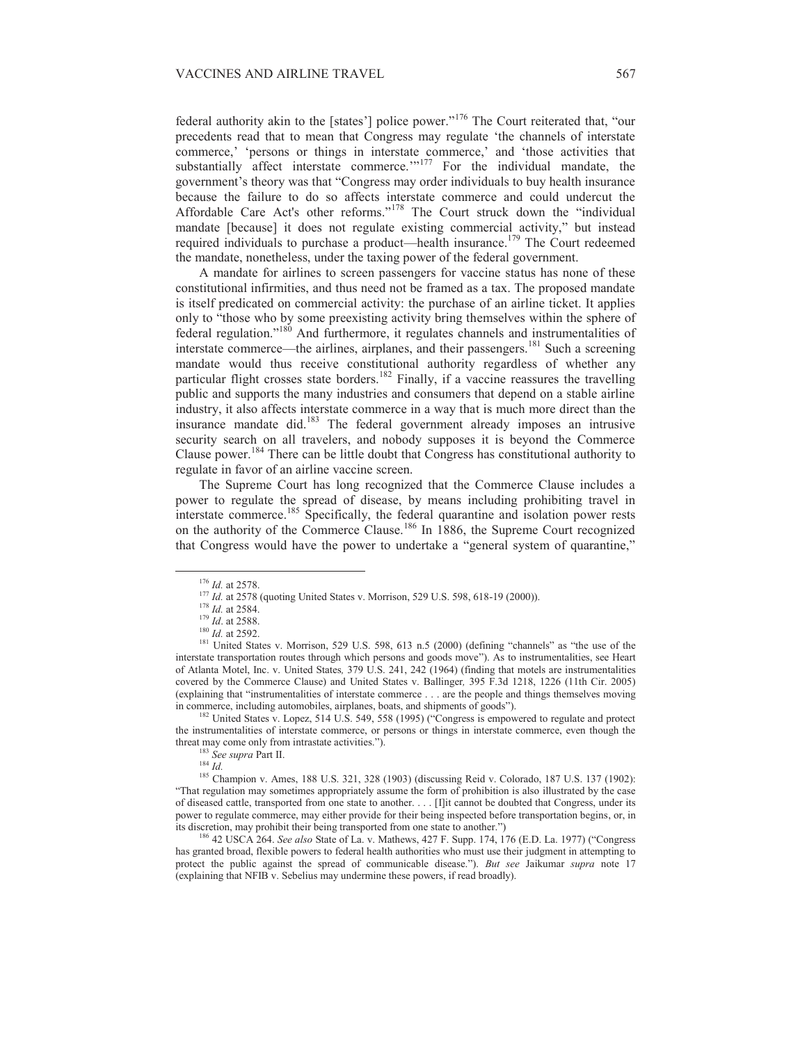federal authority akin to the [states'] police power."[176] The Court reiterated that, "our precedents read that to mean that Congress may regulate 'the channels of interstate commerce,' 'persons or things in interstate commerce,' and 'those activities that substantially affect interstate commerce.'"[177] For the individual mandate, the government's theory was that "Congress may order individuals to buy health insurance because the failure to do so affects interstate commerce and could undercut the Affordable Care Act's other reforms."[178] The Court struck down the "individual mandate [because] it does not regulate existing commercial activity," but instead required individuals to purchase a product—health insurance.[179] The Court redeemed the mandate, nonetheless, under the taxing power of the federal government.

A mandate for airlines to screen passengers for vaccine status has none of these constitutional infirmities, and thus need not be framed as a tax. The proposed mandate is itself predicated on commercial activity: the purchase of an airline ticket. It applies only to "those who by some preexisting activity bring themselves within the sphere of federal regulation."[180] And furthermore, it regulates channels and instrumentalities of interstate commerce—the airlines, airplanes, and their passengers.[181] Such a screening mandate would thus receive constitutional authority regardless of whether any particular flight crosses state borders.[182] Finally, if a vaccine reassures the travelling public and supports the many industries and consumers that depend on a stable airline industry, it also affects interstate commerce in a way that is much more direct than the insurance mandate did.[183] The federal government already imposes an intrusive security search on all travelers, and nobody supposes it is beyond the Commerce Clause power.[184] There can be little doubt that Congress has constitutional authority to regulate in favor of an airline vaccine screen.

The Supreme Court has long recognized that the Commerce Clause includes a power to regulate the spread of disease, by means including prohibiting travel in interstate commerce.[185] Specifically, the federal quarantine and isolation power rests on the authority of the Commerce Clause.[186] In 1886, the Supreme Court recognized that Congress would have the power to undertake a "general system of quarantine,"

---

[176] *Id.* at 2578.

[177] *Id.* at 2578 (quoting United States v. Morrison, 529 U.S. 598, 618-19 (2000)).

[178] *Id.* at 2584.

[179] *Id*. at 2588.

[180] *Id.* at 2592.

[181] United States v. Morrison, 529 U.S. 598, 613 n.5 (2000) (defining "channels" as "the use of the interstate transportation routes through which persons and goods move"). As to instrumentalities, see Heart of Atlanta Motel, Inc. v. United States*,* 379 U.S. 241, 242 (1964) (finding that motels are instrumentalities covered by the Commerce Clause) and United States v. Ballinger*,* 395 F.3d 1218, 1226 (11th Cir. 2005) (explaining that "instrumentalities of interstate commerce . . . are the people and things themselves moving in commerce, including automobiles, airplanes, boats, and shipments of goods").

[182] United States v. Lopez, 514 U.S. 549, 558 (1995) ("Congress is empowered to regulate and protect the instrumentalities of interstate commerce, or persons or things in interstate commerce, even though the threat may come only from intrastate activities.").

[183] *See supra* Part II.

[184] *Id.*

[185] Champion v. Ames, 188 U.S. 321, 328 (1903) (discussing Reid v. Colorado, 187 U.S. 137 (1902): "That regulation may sometimes appropriately assume the form of prohibition is also illustrated by the case of diseased cattle, transported from one state to another. . . . [I]t cannot be doubted that Congress, under its power to regulate commerce, may either provide for their being inspected before transportation begins, or, in its discretion, may prohibit their being transported from one state to another.")

[186] 42 USCA 264. *See also* State of La. v. Mathews, 427 F. Supp. 174, 176 (E.D. La. 1977) ("Congress has granted broad, flexible powers to federal health authorities who must use their judgment in attempting to protect the public against the spread of communicable disease."). *But see* Jaikumar *supra* note 17 (explaining that NFIB v. Sebelius may undermine these powers, if read broadly).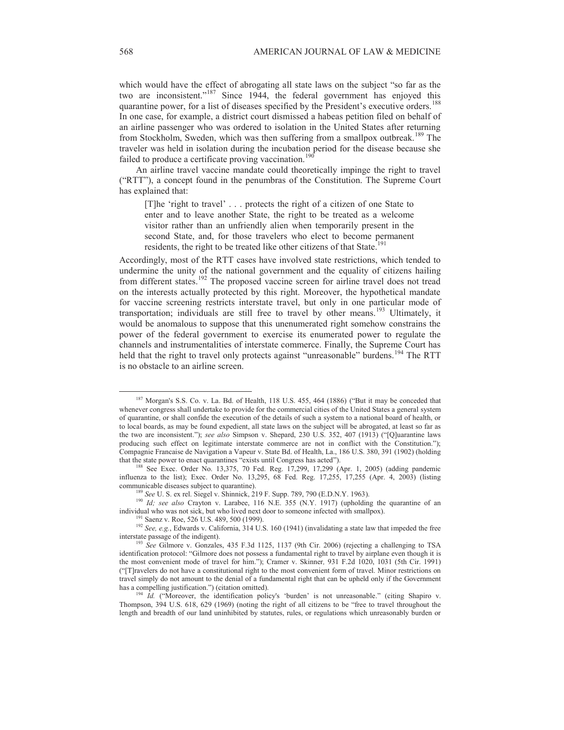which would have the effect of abrogating all state laws on the subject "so far as the two are inconsistent."[187] Since 1944, the federal government has enjoyed this quarantine power, for a list of diseases specified by the President's executive orders.[188] In one case, for example, a district court dismissed a habeas petition filed on behalf of an airline passenger who was ordered to isolation in the United States after returning from Stockholm, Sweden, which was then suffering from a smallpox outbreak.[189] The traveler was held in isolation during the incubation period for the disease because she failed to produce a certificate proving vaccination.[190]

An airline travel vaccine mandate could theoretically impinge the right to travel ("RTT"), a concept found in the penumbras of the Constitution. The Supreme Court has explained that:

> [T]he 'right to travel' . . . protects the right of a citizen of one State to enter and to leave another State, the right to be treated as a welcome visitor rather than an unfriendly alien when temporarily present in the second State, and, for those travelers who elect to become permanent residents, the right to be treated like other citizens of that State.[191]

Accordingly, most of the RTT cases have involved state restrictions, which tended to undermine the unity of the national government and the equality of citizens hailing from different states.[192] The proposed vaccine screen for airline travel does not tread on the interests actually protected by this right. Moreover, the hypothetical mandate for vaccine screening restricts interstate travel, but only in one particular mode of transportation; individuals are still free to travel by other means.[193] Ultimately, it would be anomalous to suppose that this unenumerated right somehow constrains the power of the federal government to exercise its enumerated power to regulate the channels and instrumentalities of interstate commerce. Finally, the Supreme Court has held that the right to travel only protects against "unreasonable" burdens.[194] The RTT is no obstacle to an airline screen.

---

[187] Morgan's S.S. Co. v. La. Bd. of Health, 118 U.S. 455, 464 (1886) ("But it may be conceded that whenever congress shall undertake to provide for the commercial cities of the United States a general system of quarantine, or shall confide the execution of the details of such a system to a national board of health, or to local boards, as may be found expedient, all state laws on the subject will be abrogated, at least so far as the two are inconsistent."); *see also* Simpson v. Shepard, 230 U.S. 352, 407 (1913) ("[Q]uarantine laws producing such effect on legitimate interstate commerce are not in conflict with the Constitution."); Compagnie Francaise de Navigation a Vapeur v. State Bd. of Health, La., 186 U.S. 380, 391 (1902) (holding that the state power to enact quarantines "exists until Congress has acted").

[188] See Exec. Order No. 13,375, 70 Fed. Reg. 17,299, 17,299 (Apr. 1, 2005) (adding pandemic influenza to the list); Exec. Order No. 13,295, 68 Fed. Reg. 17,255, 17,255 (Apr. 4, 2003) (listing communicable diseases subject to quarantine).

[189] *See* U. S. ex rel. Siegel v. Shinnick, 219 F. Supp. 789, 790 (E.D.N.Y. 1963).

[190] *Id; see also* Crayton v. Larabee, 116 N.E. 355 (N.Y. 1917) (upholding the quarantine of an individual who was not sick, but who lived next door to someone infected with smallpox).

[191] Saenz v. Roe, 526 U.S. 489, 500 (1999).

[192] *See, e.g.*, Edwards v. California, 314 U.S. 160 (1941) (invalidating a state law that impeded the free interstate passage of the indigent).

[193] *See* Gilmore v. Gonzales, 435 F.3d 1125, 1137 (9th Cir. 2006) (rejecting a challenging to TSA identification protocol: "Gilmore does not possess a fundamental right to travel by airplane even though it is the most convenient mode of travel for him."); Cramer v. Skinner*,* 931 F.2d 1020, 1031 (5th Cir. 1991) ("[T]ravelers do not have a constitutional right to the most convenient form of travel. Minor restrictions on travel simply do not amount to the denial of a fundamental right that can be upheld only if the Government has a compelling justification.") (citation omitted).

[194] *Id.* ("Moreover, the identification policy's 'burden' is not unreasonable." (citing Shapiro v. Thompson, 394 U.S. 618, 629 (1969) (noting the right of all citizens to be "free to travel throughout the length and breadth of our land uninhibited by statutes, rules, or regulations which unreasonably burden or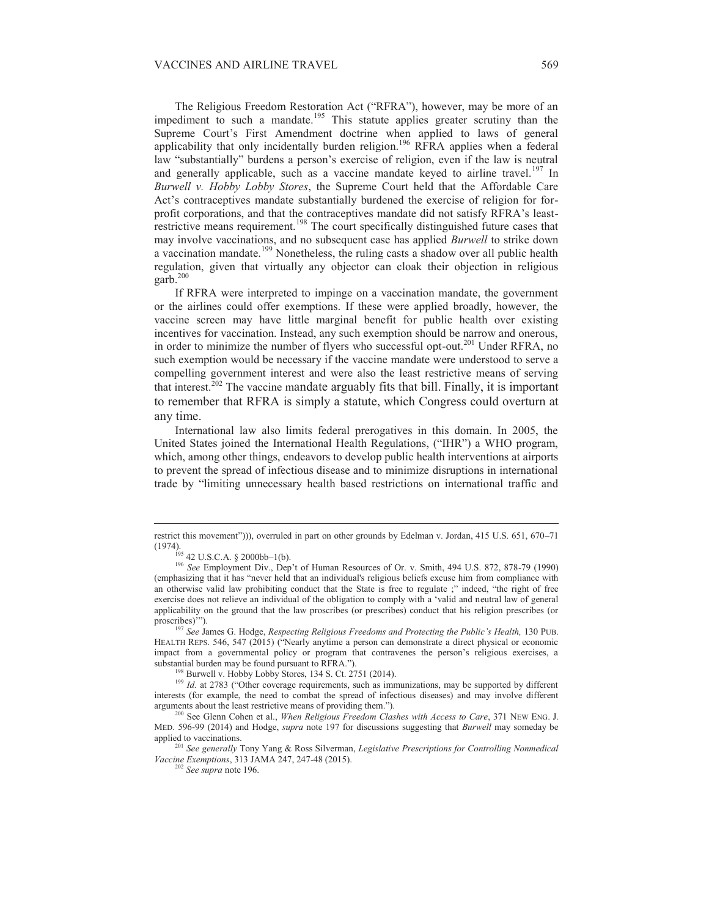The Religious Freedom Restoration Act ("RFRA"), however, may be more of an impediment to such a mandate.[195] This statute applies greater scrutiny than the Supreme Court's First Amendment doctrine when applied to laws of general applicability that only incidentally burden religion.[196] RFRA applies when a federal law "substantially" burdens a person's exercise of religion, even if the law is neutral and generally applicable, such as a vaccine mandate keyed to airline travel.[197] In *Burwell v. Hobby Lobby Stores*, the Supreme Court held that the Affordable Care Act's contraceptives mandate substantially burdened the exercise of religion for for-profit corporations, and that the contraceptives mandate did not satisfy RFRA's least-restrictive means requirement.[198] The court specifically distinguished future cases that may involve vaccinations, and no subsequent case has applied *Burwell* to strike down a vaccination mandate.[199] Nonetheless, the ruling casts a shadow over all public health regulation, given that virtually any objector can cloak their objection in religious garb.[200]

If RFRA were interpreted to impinge on a vaccination mandate, the government or the airlines could offer exemptions. If these were applied broadly, however, the vaccine screen may have little marginal benefit for public health over existing incentives for vaccination. Instead, any such exemption should be narrow and onerous, in order to minimize the number of flyers who successful opt-out.[201] Under RFRA, no such exemption would be necessary if the vaccine mandate were understood to serve a compelling government interest and were also the least restrictive means of serving that interest.[202] The vaccine mandate arguably fits that bill. Finally, it is important to remember that RFRA is simply a statute, which Congress could overturn at any time.

International law also limits federal prerogatives in this domain. In 2005, the United States joined the International Health Regulations, ("IHR") a WHO program, which, among other things, endeavors to develop public health interventions at airports to prevent the spread of infectious disease and to minimize disruptions in international trade by "limiting unnecessary health based restrictions on international traffic and

---

restrict this movement"))), overruled in part on other grounds by Edelman v. Jordan, 415 U.S. 651, 670–71 (1974).

[195] 42 U.S.C.A. § 2000bb–1(b).

[196] *See* Employment Div., Dep't of Human Resources of Or. v. Smith, 494 U.S. 872, 878-79 (1990) (emphasizing that it has "never held that an individual's religious beliefs excuse him from compliance with an otherwise valid law prohibiting conduct that the State is free to regulate ;" indeed, "the right of free exercise does not relieve an individual of the obligation to comply with a 'valid and neutral law of general applicability on the ground that the law proscribes (or prescribes) conduct that his religion prescribes (or proscribes)'").

[197] *See* James G. Hodge, *Respecting Religious Freedoms and Protecting the Public's Health,* 130 PUB. HEALTH REPS. 546, 547 (2015) ("Nearly anytime a person can demonstrate a direct physical or economic impact from a governmental policy or program that contravenes the person's religious exercises, a substantial burden may be found pursuant to RFRA.").

[198] Burwell v. Hobby Lobby Stores, 134 S. Ct. 2751 (2014).

[199] *Id.* at 2783 ("Other coverage requirements, such as immunizations, may be supported by different interests (for example, the need to combat the spread of infectious diseases) and may involve different arguments about the least restrictive means of providing them.").

[200] See Glenn Cohen et al., *When Religious Freedom Clashes with Access to Care*, 371 NEW ENG. J. MED. 596-99 (2014) and Hodge, *supra* note 197 for discussions suggesting that *Burwell* may someday be applied to vaccinations.

[201] *See generally* Tony Yang & Ross Silverman, *Legislative Prescriptions for Controlling Nonmedical Vaccine Exemptions*, 313 JAMA 247, 247-48 (2015).

[202] *See supra* note 196.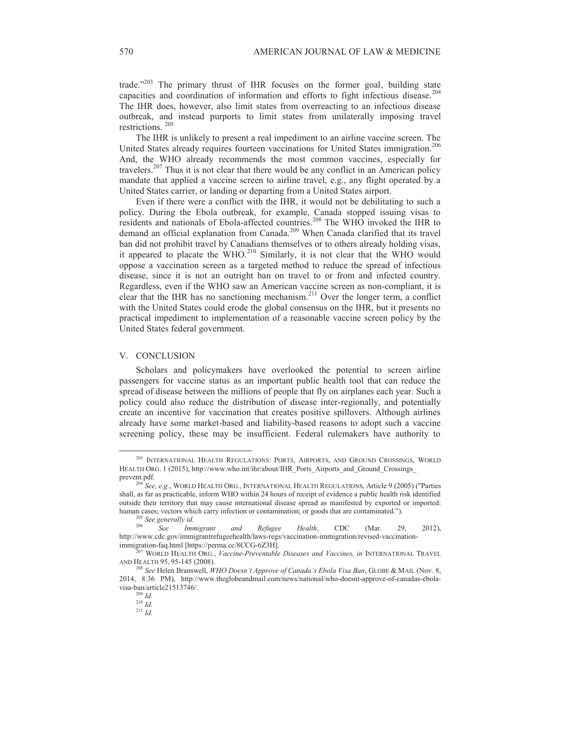trade."[203] The primary thrust of IHR focuses on the former goal, building state capacities and coordination of information and efforts to fight infectious disease.[204] The IHR does, however, also limit states from overreacting to an infectious disease outbreak, and instead purports to limit states from unilaterally imposing travel restrictions.[205]

The IHR is unlikely to present a real impediment to an airline vaccine screen. The United States already requires fourteen vaccinations for United States immigration.[206] And, the WHO already recommends the most common vaccines, especially for travelers.[207] Thus it is not clear that there would be any conflict in an American policy mandate that applied a vaccine screen to airline travel, e.g., any flight operated by a United States carrier, or landing or departing from a United States airport.

Even if there were a conflict with the IHR, it would not be debilitating to such a policy. During the Ebola outbreak, for example, Canada stopped issuing visas to residents and nationals of Ebola-affected countries.[208] The WHO invoked the IHR to demand an official explanation from Canada.[209] When Canada clarified that its travel ban did not prohibit travel by Canadians themselves or to others already holding visas, it appeared to placate the WHO.[210] Similarly, it is not clear that the WHO would oppose a vaccination screen as a targeted method to reduce the spread of infectious disease, since it is not an outright ban on travel to or from and infected country. Regardless, even if the WHO saw an American vaccine screen as non-compliant, it is clear that the IHR has no sanctioning mechanism.[211] Over the longer term, a conflict with the United States could erode the global consensus on the IHR, but it presents no practical impediment to implementation of a reasonable vaccine screen policy by the United States federal government.

## V. CONCLUSION

Scholars and policymakers have overlooked the potential to screen airline passengers for vaccine status as an important public health tool that can reduce the spread of disease between the millions of people that fly on airplanes each year. Such a policy could also reduce the distribution of disease inter-regionally, and potentially create an incentive for vaccination that creates positive spillovers. Although airlines already have some market-based and liability-based reasons to adopt such a vaccine screening policy, these may be insufficient. Federal rulemakers have authority to

---

[203] INTERNATIONAL HEALTH REGULATIONS: PORTS, AIRPORTS, AND GROUND CROSSINGS, WORLD HEALTH ORG. 1 (2015), http://www.who.int/ihr/about/IHR_Ports_Airports_and_Ground_Crossings_prevent.pdf.

[204] *See, e.g.*, WORLD HEALTH ORG., INTERNATIONAL HEALTH REGULATIONS, Article 9 (2005) ("Parties shall, as far as practicable, inform WHO within 24 hours of receipt of evidence a public health risk identified outside their territory that may cause international disease spread as manifested by exported or imported: human cases; vectors which carry infection or contamination; or goods that are contaminated.").

[205] *See generally id.*

[206] *See Immigrant and Refugee Health*, CDC (Mar. 29, 2012), http://www.cdc.gov/immigrantrefugeehealth/laws-regs/vaccination-immigration/revised-vaccination-immigration-faq.html [https://perma.cc/8CCG-6Z3H].

[207] WORLD HEALTH ORG., *Vaccine-Preventable Diseases and Vaccines, in* INTERNATIONAL TRAVEL AND HEALTH 95, 95-145 (2008).

[208] *See* Helen Branswell, *WHO Doesn't Approve of Canada's Ebola Visa Ban*, GLOBE & MAIL (Nov. 8, 2014, 8:36 PM), http://www.theglobeandmail.com/news/national/who-doesnt-approve-of-canadas-ebola-visa-ban/article21513746/.

[209] *Id.*

[210] *Id.*

[211] *Id.*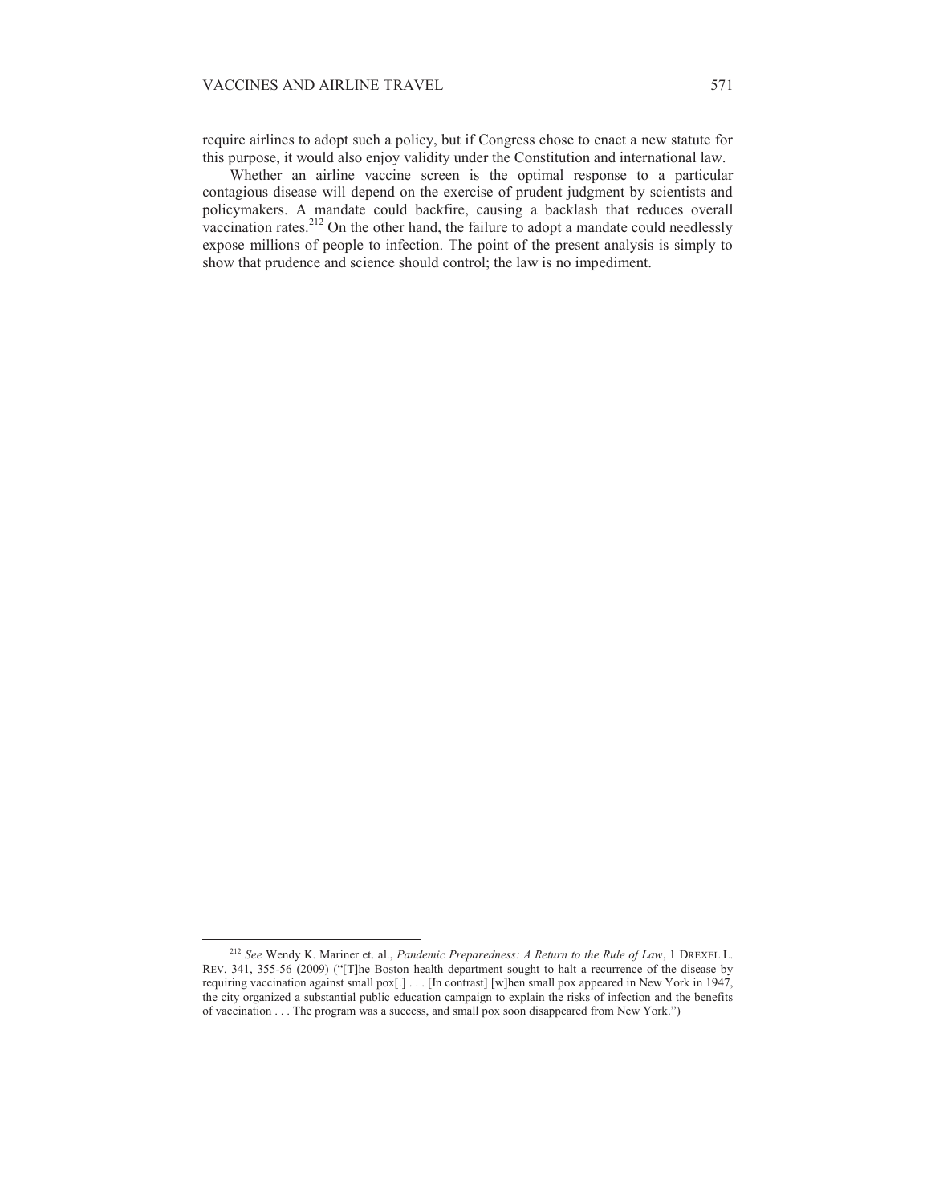require airlines to adopt such a policy, but if Congress chose to enact a new statute for this purpose, it would also enjoy validity under the Constitution and international law.

Whether an airline vaccine screen is the optimal response to a particular contagious disease will depend on the exercise of prudent judgment by scientists and policymakers. A mandate could backfire, causing a backlash that reduces overall vaccination rates.[212] On the other hand, the failure to adopt a mandate could needlessly expose millions of people to infection. The point of the present analysis is simply to show that prudence and science should control; the law is no impediment.

---

[212] *See* Wendy K. Mariner et. al., *Pandemic Preparedness: A Return to the Rule of Law*, 1 DREXEL L. REV. 341, 355-56 (2009) ("[T]he Boston health department sought to halt a recurrence of the disease by requiring vaccination against small pox[.] . . . [In contrast] [w]hen small pox appeared in New York in 1947, the city organized a substantial public education campaign to explain the risks of infection and the benefits of vaccination . . . The program was a success, and small pox soon disappeared from New York.")